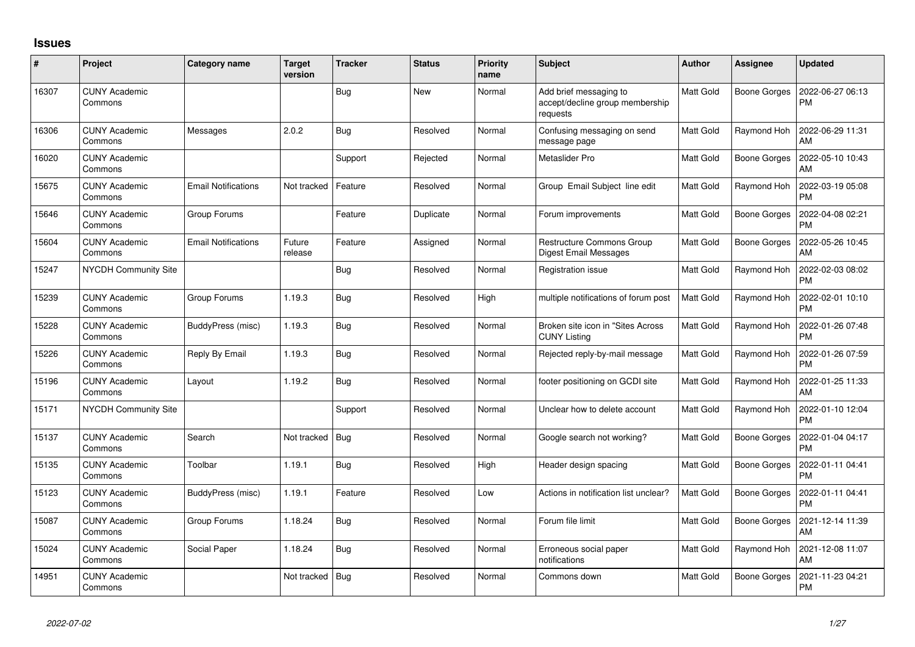# Issues

| # | Project | Category name | Target version | Tracker | Status | Priority name | Subject | Author | Assignee | Updated |
|---|---|---|---|---|---|---|---|---|---|---|
| 16307 | CUNY Academic Commons | | | Bug | New | Normal | Add brief messaging to accept/decline group membership requests | Matt Gold | Boone Gorges | 2022-06-27 06:13 PM |
| 16306 | CUNY Academic Commons | Messages | 2.0.2 | Bug | Resolved | Normal | Confusing messaging on send message page | Matt Gold | Raymond Hoh | 2022-06-29 11:31 AM |
| 16020 | CUNY Academic Commons | | | Support | Rejected | Normal | Metaslider Pro | Matt Gold | Boone Gorges | 2022-05-10 10:43 AM |
| 15675 | CUNY Academic Commons | Email Notifications | Not tracked | Feature | Resolved | Normal | Group Email Subject line edit | Matt Gold | Raymond Hoh | 2022-03-19 05:08 PM |
| 15646 | CUNY Academic Commons | Group Forums | | Feature | Duplicate | Normal | Forum improvements | Matt Gold | Boone Gorges | 2022-04-08 02:21 PM |
| 15604 | CUNY Academic Commons | Email Notifications | Future release | Feature | Assigned | Normal | Restructure Commons Group Digest Email Messages | Matt Gold | Boone Gorges | 2022-05-26 10:45 AM |
| 15247 | NYCDH Community Site | | | Bug | Resolved | Normal | Registration issue | Matt Gold | Raymond Hoh | 2022-02-03 08:02 PM |
| 15239 | CUNY Academic Commons | Group Forums | 1.19.3 | Bug | Resolved | High | multiple notifications of forum post | Matt Gold | Raymond Hoh | 2022-02-01 10:10 PM |
| 15228 | CUNY Academic Commons | BuddyPress (misc) | 1.19.3 | Bug | Resolved | Normal | Broken site icon in "Sites Across CUNY Listing | Matt Gold | Raymond Hoh | 2022-01-26 07:48 PM |
| 15226 | CUNY Academic Commons | Reply By Email | 1.19.3 | Bug | Resolved | Normal | Rejected reply-by-mail message | Matt Gold | Raymond Hoh | 2022-01-26 07:59 PM |
| 15196 | CUNY Academic Commons | Layout | 1.19.2 | Bug | Resolved | Normal | footer positioning on GCDI site | Matt Gold | Raymond Hoh | 2022-01-25 11:33 AM |
| 15171 | NYCDH Community Site | | | Support | Resolved | Normal | Unclear how to delete account | Matt Gold | Raymond Hoh | 2022-01-10 12:04 PM |
| 15137 | CUNY Academic Commons | Search | Not tracked | Bug | Resolved | Normal | Google search not working? | Matt Gold | Boone Gorges | 2022-01-04 04:17 PM |
| 15135 | CUNY Academic Commons | Toolbar | 1.19.1 | Bug | Resolved | High | Header design spacing | Matt Gold | Boone Gorges | 2022-01-11 04:41 PM |
| 15123 | CUNY Academic Commons | BuddyPress (misc) | 1.19.1 | Feature | Resolved | Low | Actions in notification list unclear? | Matt Gold | Boone Gorges | 2022-01-11 04:41 PM |
| 15087 | CUNY Academic Commons | Group Forums | 1.18.24 | Bug | Resolved | Normal | Forum file limit | Matt Gold | Boone Gorges | 2021-12-14 11:39 AM |
| 15024 | CUNY Academic Commons | Social Paper | 1.18.24 | Bug | Resolved | Normal | Erroneous social paper notifications | Matt Gold | Raymond Hoh | 2021-12-08 11:07 AM |
| 14951 | CUNY Academic Commons | | Not tracked | Bug | Resolved | Normal | Commons down | Matt Gold | Boone Gorges | 2021-11-23 04:21 PM |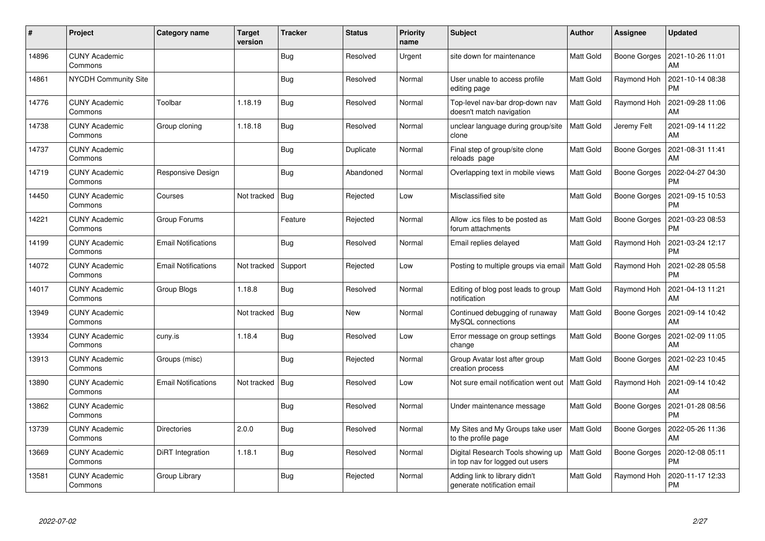| # | Project | Category name | Target version | Tracker | Status | Priority name | Subject | Author | Assignee | Updated |
|---|---|---|---|---|---|---|---|---|---|---|
| 14896 | CUNY Academic Commons | | | Bug | Resolved | Urgent | site down for maintenance | Matt Gold | Boone Gorges | 2021-10-26 11:01 AM |
| 14861 | NYCDH Community Site | | | Bug | Resolved | Normal | User unable to access profile editing page | Matt Gold | Raymond Hoh | 2021-10-14 08:38 PM |
| 14776 | CUNY Academic Commons | Toolbar | 1.18.19 | Bug | Resolved | Normal | Top-level nav-bar drop-down nav doesn't match navigation | Matt Gold | Raymond Hoh | 2021-09-28 11:06 AM |
| 14738 | CUNY Academic Commons | Group cloning | 1.18.18 | Bug | Resolved | Normal | unclear language during group/site clone | Matt Gold | Jeremy Felt | 2021-09-14 11:22 AM |
| 14737 | CUNY Academic Commons | | | Bug | Duplicate | Normal | Final step of group/site clone reloads page | Matt Gold | Boone Gorges | 2021-08-31 11:41 AM |
| 14719 | CUNY Academic Commons | Responsive Design | | Bug | Abandoned | Normal | Overlapping text in mobile views | Matt Gold | Boone Gorges | 2022-04-27 04:30 PM |
| 14450 | CUNY Academic Commons | Courses | Not tracked | Bug | Rejected | Low | Misclassified site | Matt Gold | Boone Gorges | 2021-09-15 10:53 PM |
| 14221 | CUNY Academic Commons | Group Forums | | Feature | Rejected | Normal | Allow .ics files to be posted as forum attachments | Matt Gold | Boone Gorges | 2021-03-23 08:53 PM |
| 14199 | CUNY Academic Commons | Email Notifications | | Bug | Resolved | Normal | Email replies delayed | Matt Gold | Raymond Hoh | 2021-03-24 12:17 PM |
| 14072 | CUNY Academic Commons | Email Notifications | Not tracked | Support | Rejected | Low | Posting to multiple groups via email | Matt Gold | Raymond Hoh | 2021-02-28 05:58 PM |
| 14017 | CUNY Academic Commons | Group Blogs | 1.18.8 | Bug | Resolved | Normal | Editing of blog post leads to group notification | Matt Gold | Raymond Hoh | 2021-04-13 11:21 AM |
| 13949 | CUNY Academic Commons | | Not tracked | Bug | New | Normal | Continued debugging of runaway MySQL connections | Matt Gold | Boone Gorges | 2021-09-14 10:42 AM |
| 13934 | CUNY Academic Commons | cuny.is | 1.18.4 | Bug | Resolved | Low | Error message on group settings change | Matt Gold | Boone Gorges | 2021-02-09 11:05 AM |
| 13913 | CUNY Academic Commons | Groups (misc) | | Bug | Rejected | Normal | Group Avatar lost after group creation process | Matt Gold | Boone Gorges | 2021-02-23 10:45 AM |
| 13890 | CUNY Academic Commons | Email Notifications | Not tracked | Bug | Resolved | Low | Not sure email notification went out | Matt Gold | Raymond Hoh | 2021-09-14 10:42 AM |
| 13862 | CUNY Academic Commons | | | Bug | Resolved | Normal | Under maintenance message | Matt Gold | Boone Gorges | 2021-01-28 08:56 PM |
| 13739 | CUNY Academic Commons | Directories | 2.0.0 | Bug | Resolved | Normal | My Sites and My Groups take user to the profile page | Matt Gold | Boone Gorges | 2022-05-26 11:36 AM |
| 13669 | CUNY Academic Commons | DiRT Integration | 1.18.1 | Bug | Resolved | Normal | Digital Research Tools showing up in top nav for logged out users | Matt Gold | Boone Gorges | 2020-12-08 05:11 PM |
| 13581 | CUNY Academic Commons | Group Library | | Bug | Rejected | Normal | Adding link to library didn't generate notification email | Matt Gold | Raymond Hoh | 2020-11-17 12:33 PM |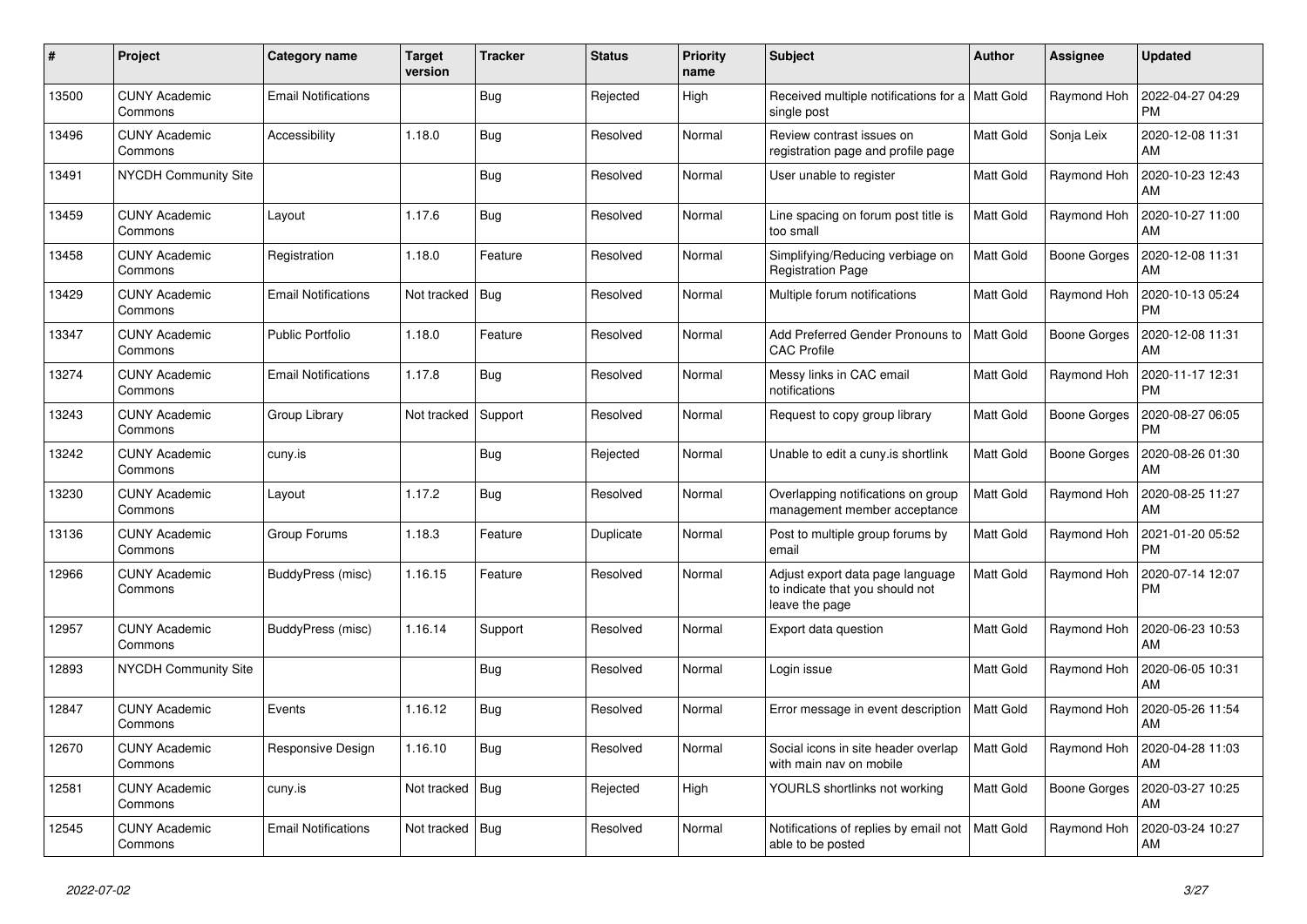| # | Project | Category name | Target version | Tracker | Status | Priority name | Subject | Author | Assignee | Updated |
|---|---|---|---|---|---|---|---|---|---|---|
| 13500 | CUNY Academic Commons | Email Notifications | | Bug | Rejected | High | Received multiple notifications for a single post | Matt Gold | Raymond Hoh | 2022-04-27 04:29 PM |
| 13496 | CUNY Academic Commons | Accessibility | 1.18.0 | Bug | Resolved | Normal | Review contrast issues on registration page and profile page | Matt Gold | Sonja Leix | 2020-12-08 11:31 AM |
| 13491 | NYCDH Community Site | | | Bug | Resolved | Normal | User unable to register | Matt Gold | Raymond Hoh | 2020-10-23 12:43 AM |
| 13459 | CUNY Academic Commons | Layout | 1.17.6 | Bug | Resolved | Normal | Line spacing on forum post title is too small | Matt Gold | Raymond Hoh | 2020-10-27 11:00 AM |
| 13458 | CUNY Academic Commons | Registration | 1.18.0 | Feature | Resolved | Normal | Simplifying/Reducing verbiage on Registration Page | Matt Gold | Boone Gorges | 2020-12-08 11:31 AM |
| 13429 | CUNY Academic Commons | Email Notifications | Not tracked | Bug | Resolved | Normal | Multiple forum notifications | Matt Gold | Raymond Hoh | 2020-10-13 05:24 PM |
| 13347 | CUNY Academic Commons | Public Portfolio | 1.18.0 | Feature | Resolved | Normal | Add Preferred Gender Pronouns to CAC Profile | Matt Gold | Boone Gorges | 2020-12-08 11:31 AM |
| 13274 | CUNY Academic Commons | Email Notifications | 1.17.8 | Bug | Resolved | Normal | Messy links in CAC email notifications | Matt Gold | Raymond Hoh | 2020-11-17 12:31 PM |
| 13243 | CUNY Academic Commons | Group Library | Not tracked | Support | Resolved | Normal | Request to copy group library | Matt Gold | Boone Gorges | 2020-08-27 06:05 PM |
| 13242 | CUNY Academic Commons | cuny.is | | Bug | Rejected | Normal | Unable to edit a cuny.is shortlink | Matt Gold | Boone Gorges | 2020-08-26 01:30 AM |
| 13230 | CUNY Academic Commons | Layout | 1.17.2 | Bug | Resolved | Normal | Overlapping notifications on group management member acceptance | Matt Gold | Raymond Hoh | 2020-08-25 11:27 AM |
| 13136 | CUNY Academic Commons | Group Forums | 1.18.3 | Feature | Duplicate | Normal | Post to multiple group forums by email | Matt Gold | Raymond Hoh | 2021-01-20 05:52 PM |
| 12966 | CUNY Academic Commons | BuddyPress (misc) | 1.16.15 | Feature | Resolved | Normal | Adjust export data page language to indicate that you should not leave the page | Matt Gold | Raymond Hoh | 2020-07-14 12:07 PM |
| 12957 | CUNY Academic Commons | BuddyPress (misc) | 1.16.14 | Support | Resolved | Normal | Export data question | Matt Gold | Raymond Hoh | 2020-06-23 10:53 AM |
| 12893 | NYCDH Community Site | | | Bug | Resolved | Normal | Login issue | Matt Gold | Raymond Hoh | 2020-06-05 10:31 AM |
| 12847 | CUNY Academic Commons | Events | 1.16.12 | Bug | Resolved | Normal | Error message in event description | Matt Gold | Raymond Hoh | 2020-05-26 11:54 AM |
| 12670 | CUNY Academic Commons | Responsive Design | 1.16.10 | Bug | Resolved | Normal | Social icons in site header overlap with main nav on mobile | Matt Gold | Raymond Hoh | 2020-04-28 11:03 AM |
| 12581 | CUNY Academic Commons | cuny.is | Not tracked | Bug | Rejected | High | YOURLS shortlinks not working | Matt Gold | Boone Gorges | 2020-03-27 10:25 AM |
| 12545 | CUNY Academic Commons | Email Notifications | Not tracked | Bug | Resolved | Normal | Notifications of replies by email not able to be posted | Matt Gold | Raymond Hoh | 2020-03-24 10:27 AM |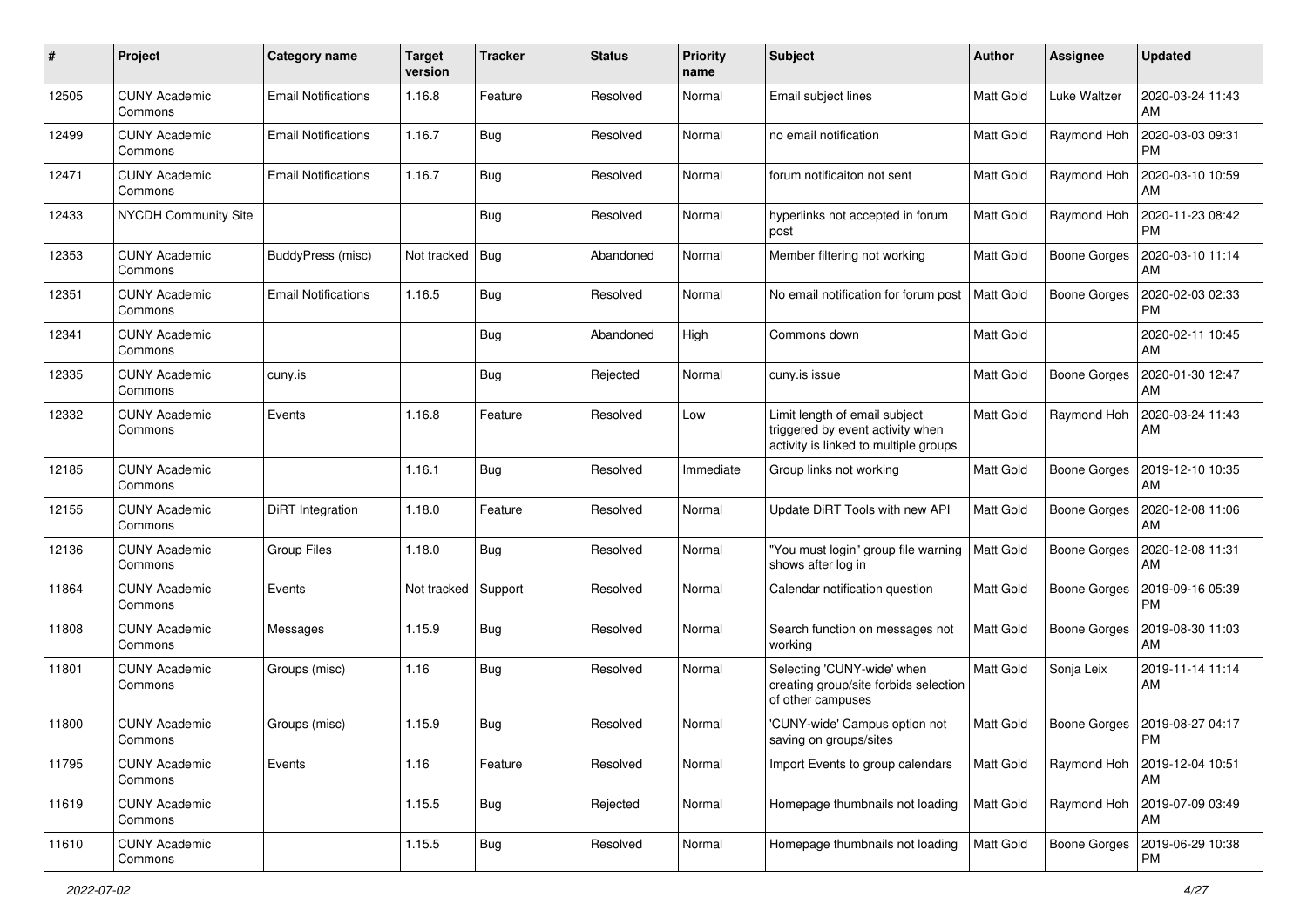| # | Project | Category name | Target version | Tracker | Status | Priority name | Subject | Author | Assignee | Updated |
|---|---|---|---|---|---|---|---|---|---|---|
| 12505 | CUNY Academic Commons | Email Notifications | 1.16.8 | Feature | Resolved | Normal | Email subject lines | Matt Gold | Luke Waltzer | 2020-03-24 11:43 AM |
| 12499 | CUNY Academic Commons | Email Notifications | 1.16.7 | Bug | Resolved | Normal | no email notification | Matt Gold | Raymond Hoh | 2020-03-03 09:31 PM |
| 12471 | CUNY Academic Commons | Email Notifications | 1.16.7 | Bug | Resolved | Normal | forum notificaiton not sent | Matt Gold | Raymond Hoh | 2020-03-10 10:59 AM |
| 12433 | NYCDH Community Site | | | Bug | Resolved | Normal | hyperlinks not accepted in forum post | Matt Gold | Raymond Hoh | 2020-11-23 08:42 PM |
| 12353 | CUNY Academic Commons | BuddyPress (misc) | Not tracked | Bug | Abandoned | Normal | Member filtering not working | Matt Gold | Boone Gorges | 2020-03-10 11:14 AM |
| 12351 | CUNY Academic Commons | Email Notifications | 1.16.5 | Bug | Resolved | Normal | No email notification for forum post | Matt Gold | Boone Gorges | 2020-02-03 02:33 PM |
| 12341 | CUNY Academic Commons | | | Bug | Abandoned | High | Commons down | Matt Gold | | 2020-02-11 10:45 AM |
| 12335 | CUNY Academic Commons | cuny.is | | Bug | Rejected | Normal | cuny.is issue | Matt Gold | Boone Gorges | 2020-01-30 12:47 AM |
| 12332 | CUNY Academic Commons | Events | 1.16.8 | Feature | Resolved | Low | Limit length of email subject triggered by event activity when activity is linked to multiple groups | Matt Gold | Raymond Hoh | 2020-03-24 11:43 AM |
| 12185 | CUNY Academic Commons | | 1.16.1 | Bug | Resolved | Immediate | Group links not working | Matt Gold | Boone Gorges | 2019-12-10 10:35 AM |
| 12155 | CUNY Academic Commons | DiRT Integration | 1.18.0 | Feature | Resolved | Normal | Update DiRT Tools with new API | Matt Gold | Boone Gorges | 2020-12-08 11:06 AM |
| 12136 | CUNY Academic Commons | Group Files | 1.18.0 | Bug | Resolved | Normal | "You must login" group file warning shows after log in | Matt Gold | Boone Gorges | 2020-12-08 11:31 AM |
| 11864 | CUNY Academic Commons | Events | Not tracked | Support | Resolved | Normal | Calendar notification question | Matt Gold | Boone Gorges | 2019-09-16 05:39 PM |
| 11808 | CUNY Academic Commons | Messages | 1.15.9 | Bug | Resolved | Normal | Search function on messages not working | Matt Gold | Boone Gorges | 2019-08-30 11:03 AM |
| 11801 | CUNY Academic Commons | Groups (misc) | 1.16 | Bug | Resolved | Normal | Selecting 'CUNY-wide' when creating group/site forbids selection of other campuses | Matt Gold | Sonja Leix | 2019-11-14 11:14 AM |
| 11800 | CUNY Academic Commons | Groups (misc) | 1.15.9 | Bug | Resolved | Normal | 'CUNY-wide' Campus option not saving on groups/sites | Matt Gold | Boone Gorges | 2019-08-27 04:17 PM |
| 11795 | CUNY Academic Commons | Events | 1.16 | Feature | Resolved | Normal | Import Events to group calendars | Matt Gold | Raymond Hoh | 2019-12-04 10:51 AM |
| 11619 | CUNY Academic Commons | | 1.15.5 | Bug | Rejected | Normal | Homepage thumbnails not loading | Matt Gold | Raymond Hoh | 2019-07-09 03:49 AM |
| 11610 | CUNY Academic Commons | | 1.15.5 | Bug | Resolved | Normal | Homepage thumbnails not loading | Matt Gold | Boone Gorges | 2019-06-29 10:38 PM |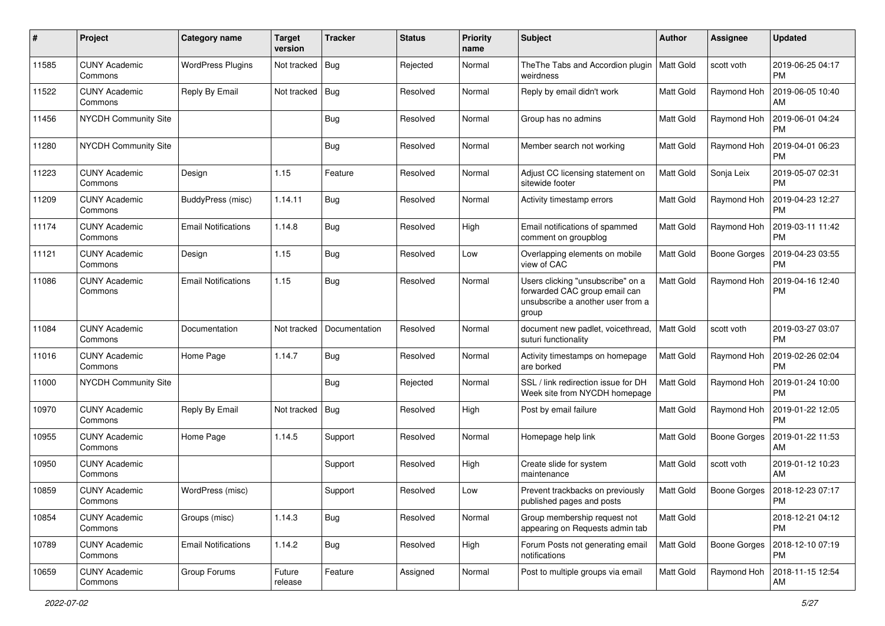| # | Project | Category name | Target version | Tracker | Status | Priority name | Subject | Author | Assignee | Updated |
|---|---|---|---|---|---|---|---|---|---|---|
| 11585 | CUNY Academic Commons | WordPress Plugins | Not tracked | Bug | Rejected | Normal | TheThe Tabs and Accordion plugin weirdness | Matt Gold | scott voth | 2019-06-25 04:17 PM |
| 11522 | CUNY Academic Commons | Reply By Email | Not tracked | Bug | Resolved | Normal | Reply by email didn't work | Matt Gold | Raymond Hoh | 2019-06-05 10:40 AM |
| 11456 | NYCDH Community Site | | | Bug | Resolved | Normal | Group has no admins | Matt Gold | Raymond Hoh | 2019-06-01 04:24 PM |
| 11280 | NYCDH Community Site | | | Bug | Resolved | Normal | Member search not working | Matt Gold | Raymond Hoh | 2019-04-01 06:23 PM |
| 11223 | CUNY Academic Commons | Design | 1.15 | Feature | Resolved | Normal | Adjust CC licensing statement on sitewide footer | Matt Gold | Sonja Leix | 2019-05-07 02:31 PM |
| 11209 | CUNY Academic Commons | BuddyPress (misc) | 1.14.11 | Bug | Resolved | Normal | Activity timestamp errors | Matt Gold | Raymond Hoh | 2019-04-23 12:27 PM |
| 11174 | CUNY Academic Commons | Email Notifications | 1.14.8 | Bug | Resolved | High | Email notifications of spammed comment on groupblog | Matt Gold | Raymond Hoh | 2019-03-11 11:42 PM |
| 11121 | CUNY Academic Commons | Design | 1.15 | Bug | Resolved | Low | Overlapping elements on mobile view of CAC | Matt Gold | Boone Gorges | 2019-04-23 03:55 PM |
| 11086 | CUNY Academic Commons | Email Notifications | 1.15 | Bug | Resolved | Normal | Users clicking "unsubscribe" on a forwarded CAC group email can unsubscribe a another user from a group | Matt Gold | Raymond Hoh | 2019-04-16 12:40 PM |
| 11084 | CUNY Academic Commons | Documentation | Not tracked | Documentation | Resolved | Normal | document new padlet, voicethread, suturi functionality | Matt Gold | scott voth | 2019-03-27 03:07 PM |
| 11016 | CUNY Academic Commons | Home Page | 1.14.7 | Bug | Resolved | Normal | Activity timestamps on homepage are borked | Matt Gold | Raymond Hoh | 2019-02-26 02:04 PM |
| 11000 | NYCDH Community Site | | | Bug | Rejected | Normal | SSL / link redirection issue for DH Week site from NYCDH homepage | Matt Gold | Raymond Hoh | 2019-01-24 10:00 PM |
| 10970 | CUNY Academic Commons | Reply By Email | Not tracked | Bug | Resolved | High | Post by email failure | Matt Gold | Raymond Hoh | 2019-01-22 12:05 PM |
| 10955 | CUNY Academic Commons | Home Page | 1.14.5 | Support | Resolved | Normal | Homepage help link | Matt Gold | Boone Gorges | 2019-01-22 11:53 AM |
| 10950 | CUNY Academic Commons | | | Support | Resolved | High | Create slide for system maintenance | Matt Gold | scott voth | 2019-01-12 10:23 AM |
| 10859 | CUNY Academic Commons | WordPress (misc) | | Support | Resolved | Low | Prevent trackbacks on previously published pages and posts | Matt Gold | Boone Gorges | 2018-12-23 07:17 PM |
| 10854 | CUNY Academic Commons | Groups (misc) | 1.14.3 | Bug | Resolved | Normal | Group membership request not appearing on Requests admin tab | Matt Gold | | 2018-12-21 04:12 PM |
| 10789 | CUNY Academic Commons | Email Notifications | 1.14.2 | Bug | Resolved | High | Forum Posts not generating email notifications | Matt Gold | Boone Gorges | 2018-12-10 07:19 PM |
| 10659 | CUNY Academic Commons | Group Forums | Future release | Feature | Assigned | Normal | Post to multiple groups via email | Matt Gold | Raymond Hoh | 2018-11-15 12:54 AM |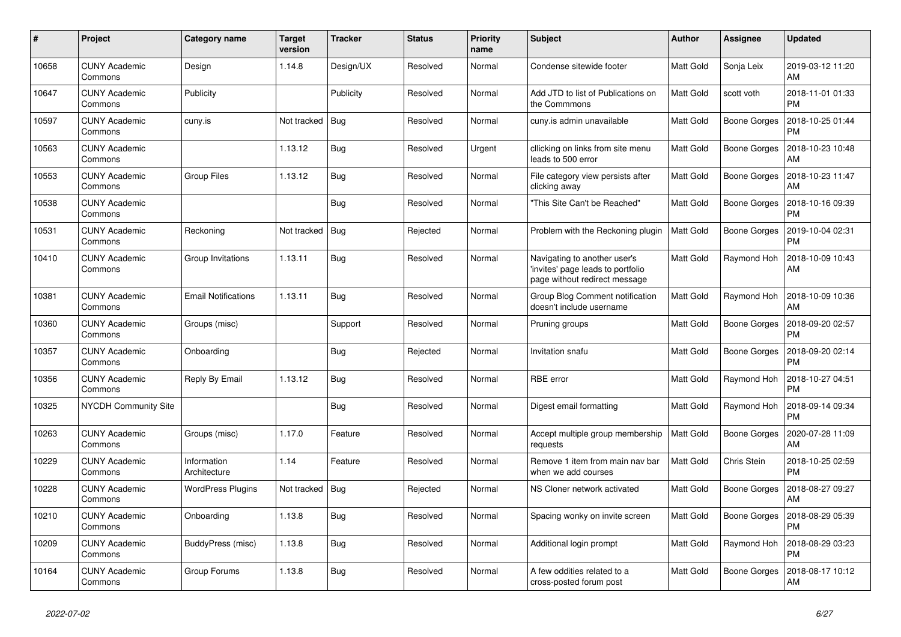| # | Project | Category name | Target version | Tracker | Status | Priority name | Subject | Author | Assignee | Updated |
|---|---|---|---|---|---|---|---|---|---|---|
| 10658 | CUNY Academic Commons | Design | 1.14.8 | Design/UX | Resolved | Normal | Condense sitewide footer | Matt Gold | Sonja Leix | 2019-03-12 11:20 AM |
| 10647 | CUNY Academic Commons | Publicity | | Publicity | Resolved | Normal | Add JTD to list of Publications on the Commmons | Matt Gold | scott voth | 2018-11-01 01:33 PM |
| 10597 | CUNY Academic Commons | cuny.is | Not tracked | Bug | Resolved | Normal | cuny.is admin unavailable | Matt Gold | Boone Gorges | 2018-10-25 01:44 PM |
| 10563 | CUNY Academic Commons | | 1.13.12 | Bug | Resolved | Urgent | cllicking on links from site menu leads to 500 error | Matt Gold | Boone Gorges | 2018-10-23 10:48 AM |
| 10553 | CUNY Academic Commons | Group Files | 1.13.12 | Bug | Resolved | Normal | File category view persists after clicking away | Matt Gold | Boone Gorges | 2018-10-23 11:47 AM |
| 10538 | CUNY Academic Commons | | | Bug | Resolved | Normal | "This Site Can't be Reached" | Matt Gold | Boone Gorges | 2018-10-16 09:39 PM |
| 10531 | CUNY Academic Commons | Reckoning | Not tracked | Bug | Rejected | Normal | Problem with the Reckoning plugin | Matt Gold | Boone Gorges | 2019-10-04 02:31 PM |
| 10410 | CUNY Academic Commons | Group Invitations | 1.13.11 | Bug | Resolved | Normal | Navigating to another user's 'invites' page leads to portfolio page without redirect message | Matt Gold | Raymond Hoh | 2018-10-09 10:43 AM |
| 10381 | CUNY Academic Commons | Email Notifications | 1.13.11 | Bug | Resolved | Normal | Group Blog Comment notification doesn't include username | Matt Gold | Raymond Hoh | 2018-10-09 10:36 AM |
| 10360 | CUNY Academic Commons | Groups (misc) | | Support | Resolved | Normal | Pruning groups | Matt Gold | Boone Gorges | 2018-09-20 02:57 PM |
| 10357 | CUNY Academic Commons | Onboarding | | Bug | Rejected | Normal | Invitation snafu | Matt Gold | Boone Gorges | 2018-09-20 02:14 PM |
| 10356 | CUNY Academic Commons | Reply By Email | 1.13.12 | Bug | Resolved | Normal | RBE error | Matt Gold | Raymond Hoh | 2018-10-27 04:51 PM |
| 10325 | NYCDH Community Site | | | Bug | Resolved | Normal | Digest email formatting | Matt Gold | Raymond Hoh | 2018-09-14 09:34 PM |
| 10263 | CUNY Academic Commons | Groups (misc) | 1.17.0 | Feature | Resolved | Normal | Accept multiple group membership requests | Matt Gold | Boone Gorges | 2020-07-28 11:09 AM |
| 10229 | CUNY Academic Commons | Information Architecture | 1.14 | Feature | Resolved | Normal | Remove 1 item from main nav bar when we add courses | Matt Gold | Chris Stein | 2018-10-25 02:59 PM |
| 10228 | CUNY Academic Commons | WordPress Plugins | Not tracked | Bug | Rejected | Normal | NS Cloner network activated | Matt Gold | Boone Gorges | 2018-08-27 09:27 AM |
| 10210 | CUNY Academic Commons | Onboarding | 1.13.8 | Bug | Resolved | Normal | Spacing wonky on invite screen | Matt Gold | Boone Gorges | 2018-08-29 05:39 PM |
| 10209 | CUNY Academic Commons | BuddyPress (misc) | 1.13.8 | Bug | Resolved | Normal | Additional login prompt | Matt Gold | Raymond Hoh | 2018-08-29 03:23 PM |
| 10164 | CUNY Academic Commons | Group Forums | 1.13.8 | Bug | Resolved | Normal | A few oddities related to a cross-posted forum post | Matt Gold | Boone Gorges | 2018-08-17 10:12 AM |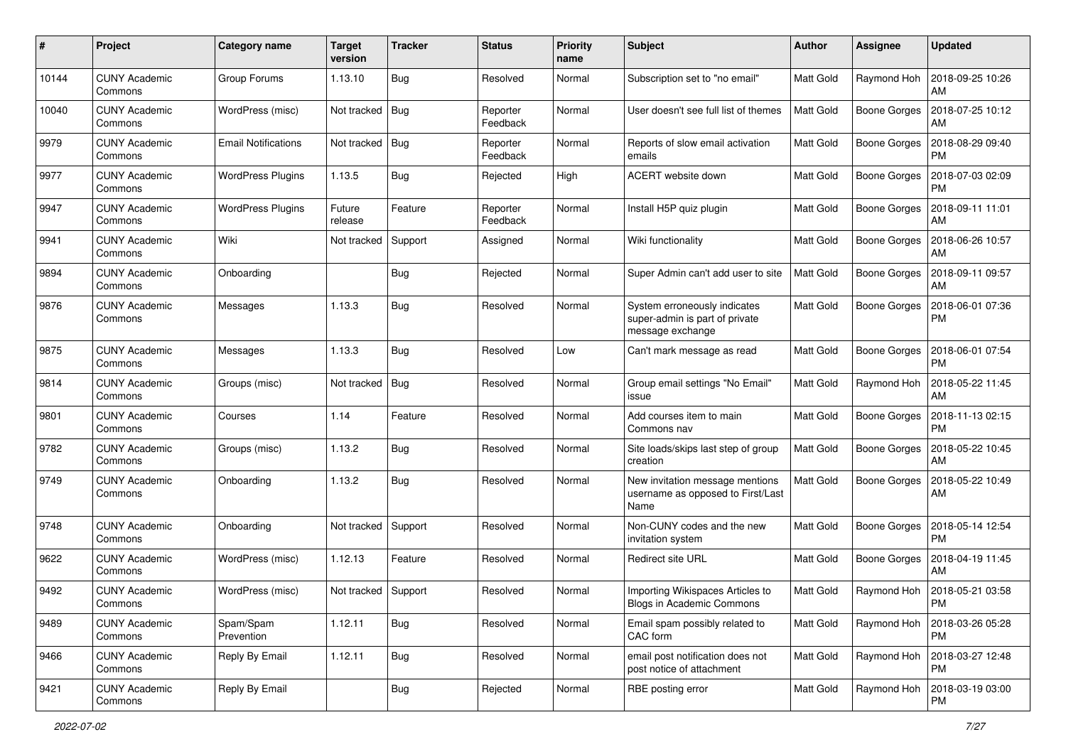| # | Project | Category name | Target version | Tracker | Status | Priority name | Subject | Author | Assignee | Updated |
|---|---|---|---|---|---|---|---|---|---|---|
| 10144 | CUNY Academic Commons | Group Forums | 1.13.10 | Bug | Resolved | Normal | Subscription set to "no email" | Matt Gold | Raymond Hoh | 2018-09-25 10:26 AM |
| 10040 | CUNY Academic Commons | WordPress (misc) | Not tracked | Bug | Reporter Feedback | Normal | User doesn't see full list of themes | Matt Gold | Boone Gorges | 2018-07-25 10:12 AM |
| 9979 | CUNY Academic Commons | Email Notifications | Not tracked | Bug | Reporter Feedback | Normal | Reports of slow email activation emails | Matt Gold | Boone Gorges | 2018-08-29 09:40 PM |
| 9977 | CUNY Academic Commons | WordPress Plugins | 1.13.5 | Bug | Rejected | High | ACERT website down | Matt Gold | Boone Gorges | 2018-07-03 02:09 PM |
| 9947 | CUNY Academic Commons | WordPress Plugins | Future release | Feature | Reporter Feedback | Normal | Install H5P quiz plugin | Matt Gold | Boone Gorges | 2018-09-11 11:01 AM |
| 9941 | CUNY Academic Commons | Wiki | Not tracked | Support | Assigned | Normal | Wiki functionality | Matt Gold | Boone Gorges | 2018-06-26 10:57 AM |
| 9894 | CUNY Academic Commons | Onboarding | | Bug | Rejected | Normal | Super Admin can't add user to site | Matt Gold | Boone Gorges | 2018-09-11 09:57 AM |
| 9876 | CUNY Academic Commons | Messages | 1.13.3 | Bug | Resolved | Normal | System erroneously indicates super-admin is part of private message exchange | Matt Gold | Boone Gorges | 2018-06-01 07:36 PM |
| 9875 | CUNY Academic Commons | Messages | 1.13.3 | Bug | Resolved | Low | Can't mark message as read | Matt Gold | Boone Gorges | 2018-06-01 07:54 PM |
| 9814 | CUNY Academic Commons | Groups (misc) | Not tracked | Bug | Resolved | Normal | Group email settings "No Email" issue | Matt Gold | Raymond Hoh | 2018-05-22 11:45 AM |
| 9801 | CUNY Academic Commons | Courses | 1.14 | Feature | Resolved | Normal | Add courses item to main Commons nav | Matt Gold | Boone Gorges | 2018-11-13 02:15 PM |
| 9782 | CUNY Academic Commons | Groups (misc) | 1.13.2 | Bug | Resolved | Normal | Site loads/skips last step of group creation | Matt Gold | Boone Gorges | 2018-05-22 10:45 AM |
| 9749 | CUNY Academic Commons | Onboarding | 1.13.2 | Bug | Resolved | Normal | New invitation message mentions username as opposed to First/Last Name | Matt Gold | Boone Gorges | 2018-05-22 10:49 AM |
| 9748 | CUNY Academic Commons | Onboarding | Not tracked | Support | Resolved | Normal | Non-CUNY codes and the new invitation system | Matt Gold | Boone Gorges | 2018-05-14 12:54 PM |
| 9622 | CUNY Academic Commons | WordPress (misc) | 1.12.13 | Feature | Resolved | Normal | Redirect site URL | Matt Gold | Boone Gorges | 2018-04-19 11:45 AM |
| 9492 | CUNY Academic Commons | WordPress (misc) | Not tracked | Support | Resolved | Normal | Importing Wikispaces Articles to Blogs in Academic Commons | Matt Gold | Raymond Hoh | 2018-05-21 03:58 PM |
| 9489 | CUNY Academic Commons | Spam/Spam Prevention | 1.12.11 | Bug | Resolved | Normal | Email spam possibly related to CAC form | Matt Gold | Raymond Hoh | 2018-03-26 05:28 PM |
| 9466 | CUNY Academic Commons | Reply By Email | 1.12.11 | Bug | Resolved | Normal | email post notification does not post notice of attachment | Matt Gold | Raymond Hoh | 2018-03-27 12:48 PM |
| 9421 | CUNY Academic Commons | Reply By Email | | Bug | Rejected | Normal | RBE posting error | Matt Gold | Raymond Hoh | 2018-03-19 03:00 PM |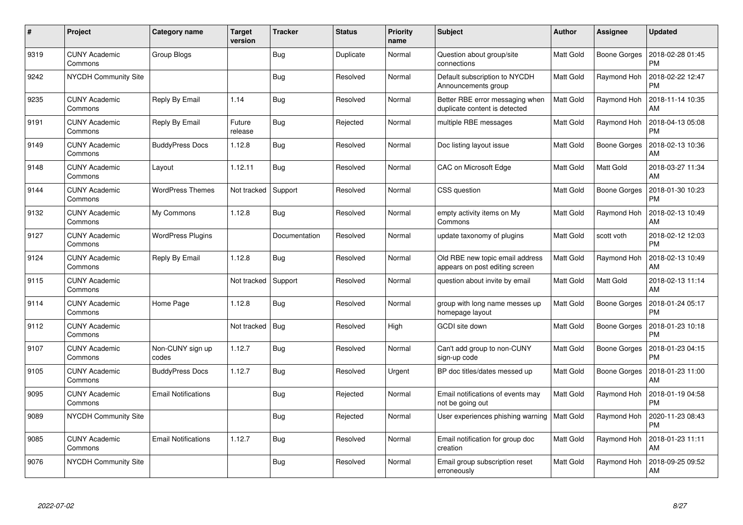| # | Project | Category name | Target version | Tracker | Status | Priority name | Subject | Author | Assignee | Updated |
|---|---|---|---|---|---|---|---|---|---|---|
| 9319 | CUNY Academic Commons | Group Blogs | | Bug | Duplicate | Normal | Question about group/site connections | Matt Gold | Boone Gorges | 2018-02-28 01:45 PM |
| 9242 | NYCDH Community Site | | | Bug | Resolved | Normal | Default subscription to NYCDH Announcements group | Matt Gold | Raymond Hoh | 2018-02-22 12:47 PM |
| 9235 | CUNY Academic Commons | Reply By Email | 1.14 | Bug | Resolved | Normal | Better RBE error messaging when duplicate content is detected | Matt Gold | Raymond Hoh | 2018-11-14 10:35 AM |
| 9191 | CUNY Academic Commons | Reply By Email | Future release | Bug | Rejected | Normal | multiple RBE messages | Matt Gold | Raymond Hoh | 2018-04-13 05:08 PM |
| 9149 | CUNY Academic Commons | BuddyPress Docs | 1.12.8 | Bug | Resolved | Normal | Doc listing layout issue | Matt Gold | Boone Gorges | 2018-02-13 10:36 AM |
| 9148 | CUNY Academic Commons | Layout | 1.12.11 | Bug | Resolved | Normal | CAC on Microsoft Edge | Matt Gold | Matt Gold | 2018-03-27 11:34 AM |
| 9144 | CUNY Academic Commons | WordPress Themes | Not tracked | Support | Resolved | Normal | CSS question | Matt Gold | Boone Gorges | 2018-01-30 10:23 PM |
| 9132 | CUNY Academic Commons | My Commons | 1.12.8 | Bug | Resolved | Normal | empty activity items on My Commons | Matt Gold | Raymond Hoh | 2018-02-13 10:49 AM |
| 9127 | CUNY Academic Commons | WordPress Plugins | | Documentation | Resolved | Normal | update taxonomy of plugins | Matt Gold | scott voth | 2018-02-12 12:03 PM |
| 9124 | CUNY Academic Commons | Reply By Email | 1.12.8 | Bug | Resolved | Normal | Old RBE new topic email address appears on post editing screen | Matt Gold | Raymond Hoh | 2018-02-13 10:49 AM |
| 9115 | CUNY Academic Commons | | Not tracked | Support | Resolved | Normal | question about invite by email | Matt Gold | Matt Gold | 2018-02-13 11:14 AM |
| 9114 | CUNY Academic Commons | Home Page | 1.12.8 | Bug | Resolved | Normal | group with long name messes up homepage layout | Matt Gold | Boone Gorges | 2018-01-24 05:17 PM |
| 9112 | CUNY Academic Commons | | Not tracked | Bug | Resolved | High | GCDI site down | Matt Gold | Boone Gorges | 2018-01-23 10:18 PM |
| 9107 | CUNY Academic Commons | Non-CUNY sign up codes | 1.12.7 | Bug | Resolved | Normal | Can't add group to non-CUNY sign-up code | Matt Gold | Boone Gorges | 2018-01-23 04:15 PM |
| 9105 | CUNY Academic Commons | BuddyPress Docs | 1.12.7 | Bug | Resolved | Urgent | BP doc titles/dates messed up | Matt Gold | Boone Gorges | 2018-01-23 11:00 AM |
| 9095 | CUNY Academic Commons | Email Notifications | | Bug | Rejected | Normal | Email notifications of events may not be going out | Matt Gold | Raymond Hoh | 2018-01-19 04:58 PM |
| 9089 | NYCDH Community Site | | | Bug | Rejected | Normal | User experiences phishing warning | Matt Gold | Raymond Hoh | 2020-11-23 08:43 PM |
| 9085 | CUNY Academic Commons | Email Notifications | 1.12.7 | Bug | Resolved | Normal | Email notification for group doc creation | Matt Gold | Raymond Hoh | 2018-01-23 11:11 AM |
| 9076 | NYCDH Community Site | | | Bug | Resolved | Normal | Email group subscription reset erroneously | Matt Gold | Raymond Hoh | 2018-09-25 09:52 AM |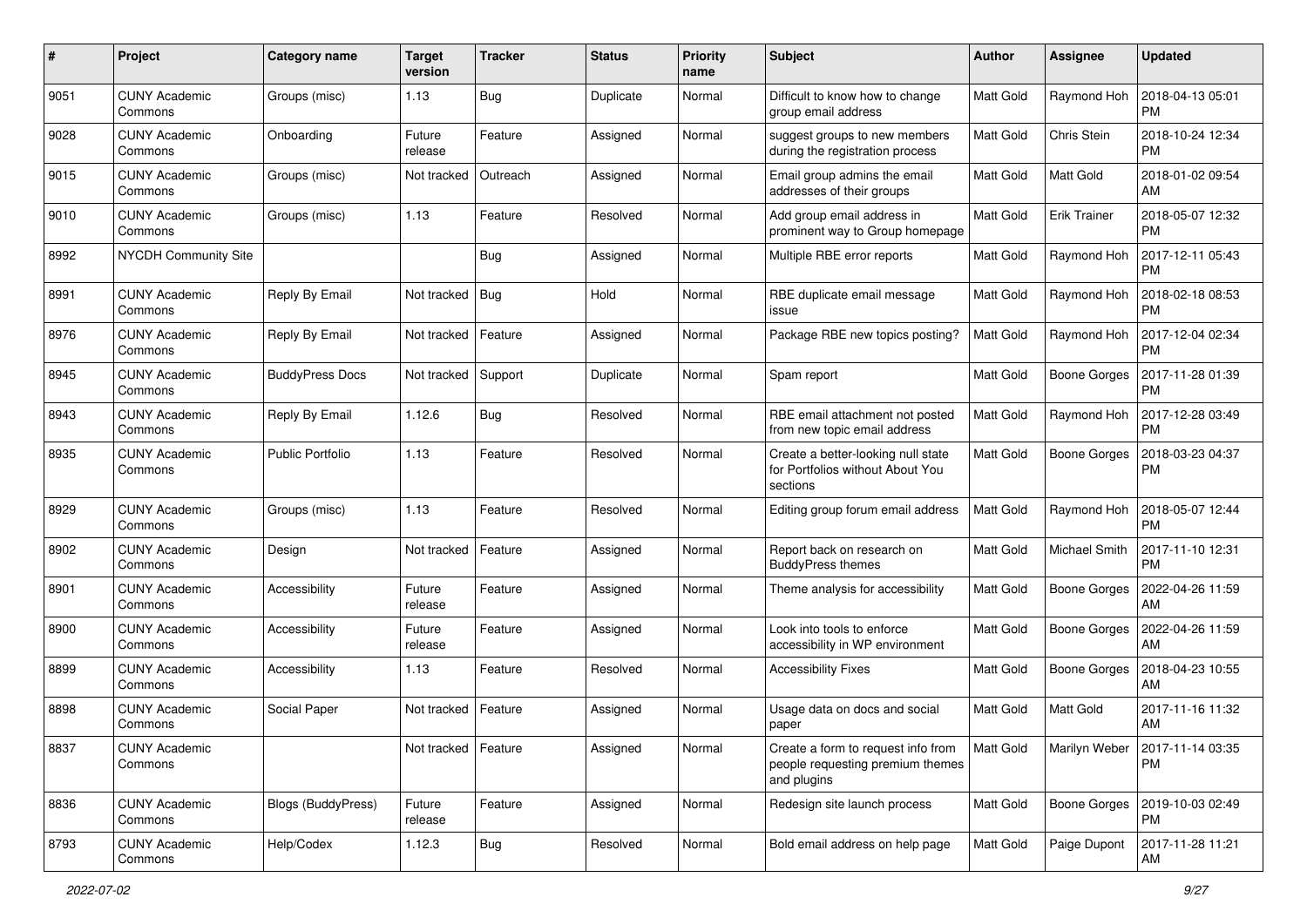| # | Project | Category name | Target version | Tracker | Status | Priority name | Subject | Author | Assignee | Updated |
|---|---|---|---|---|---|---|---|---|---|---|
| 9051 | CUNY Academic Commons | Groups (misc) | 1.13 | Bug | Duplicate | Normal | Difficult to know how to change group email address | Matt Gold | Raymond Hoh | 2018-04-13 05:01 PM |
| 9028 | CUNY Academic Commons | Onboarding | Future release | Feature | Assigned | Normal | suggest groups to new members during the registration process | Matt Gold | Chris Stein | 2018-10-24 12:34 PM |
| 9015 | CUNY Academic Commons | Groups (misc) | Not tracked | Outreach | Assigned | Normal | Email group admins the email addresses of their groups | Matt Gold | Matt Gold | 2018-01-02 09:54 AM |
| 9010 | CUNY Academic Commons | Groups (misc) | 1.13 | Feature | Resolved | Normal | Add group email address in prominent way to Group homepage | Matt Gold | Erik Trainer | 2018-05-07 12:32 PM |
| 8992 | NYCDH Community Site | | | Bug | Assigned | Normal | Multiple RBE error reports | Matt Gold | Raymond Hoh | 2017-12-11 05:43 PM |
| 8991 | CUNY Academic Commons | Reply By Email | Not tracked | Bug | Hold | Normal | RBE duplicate email message issue | Matt Gold | Raymond Hoh | 2018-02-18 08:53 PM |
| 8976 | CUNY Academic Commons | Reply By Email | Not tracked | Feature | Assigned | Normal | Package RBE new topics posting? | Matt Gold | Raymond Hoh | 2017-12-04 02:34 PM |
| 8945 | CUNY Academic Commons | BuddyPress Docs | Not tracked | Support | Duplicate | Normal | Spam report | Matt Gold | Boone Gorges | 2017-11-28 01:39 PM |
| 8943 | CUNY Academic Commons | Reply By Email | 1.12.6 | Bug | Resolved | Normal | RBE email attachment not posted from new topic email address | Matt Gold | Raymond Hoh | 2017-12-28 03:49 PM |
| 8935 | CUNY Academic Commons | Public Portfolio | 1.13 | Feature | Resolved | Normal | Create a better-looking null state for Portfolios without About You sections | Matt Gold | Boone Gorges | 2018-03-23 04:37 PM |
| 8929 | CUNY Academic Commons | Groups (misc) | 1.13 | Feature | Resolved | Normal | Editing group forum email address | Matt Gold | Raymond Hoh | 2018-05-07 12:44 PM |
| 8902 | CUNY Academic Commons | Design | Not tracked | Feature | Assigned | Normal | Report back on research on BuddyPress themes | Matt Gold | Michael Smith | 2017-11-10 12:31 PM |
| 8901 | CUNY Academic Commons | Accessibility | Future release | Feature | Assigned | Normal | Theme analysis for accessibility | Matt Gold | Boone Gorges | 2022-04-26 11:59 AM |
| 8900 | CUNY Academic Commons | Accessibility | Future release | Feature | Assigned | Normal | Look into tools to enforce accessibility in WP environment | Matt Gold | Boone Gorges | 2022-04-26 11:59 AM |
| 8899 | CUNY Academic Commons | Accessibility | 1.13 | Feature | Resolved | Normal | Accessibility Fixes | Matt Gold | Boone Gorges | 2018-04-23 10:55 AM |
| 8898 | CUNY Academic Commons | Social Paper | Not tracked | Feature | Assigned | Normal | Usage data on docs and social paper | Matt Gold | Matt Gold | 2017-11-16 11:32 AM |
| 8837 | CUNY Academic Commons | | Not tracked | Feature | Assigned | Normal | Create a form to request info from people requesting premium themes and plugins | Matt Gold | Marilyn Weber | 2017-11-14 03:35 PM |
| 8836 | CUNY Academic Commons | Blogs (BuddyPress) | Future release | Feature | Assigned | Normal | Redesign site launch process | Matt Gold | Boone Gorges | 2019-10-03 02:49 PM |
| 8793 | CUNY Academic Commons | Help/Codex | 1.12.3 | Bug | Resolved | Normal | Bold email address on help page | Matt Gold | Paige Dupont | 2017-11-28 11:21 AM |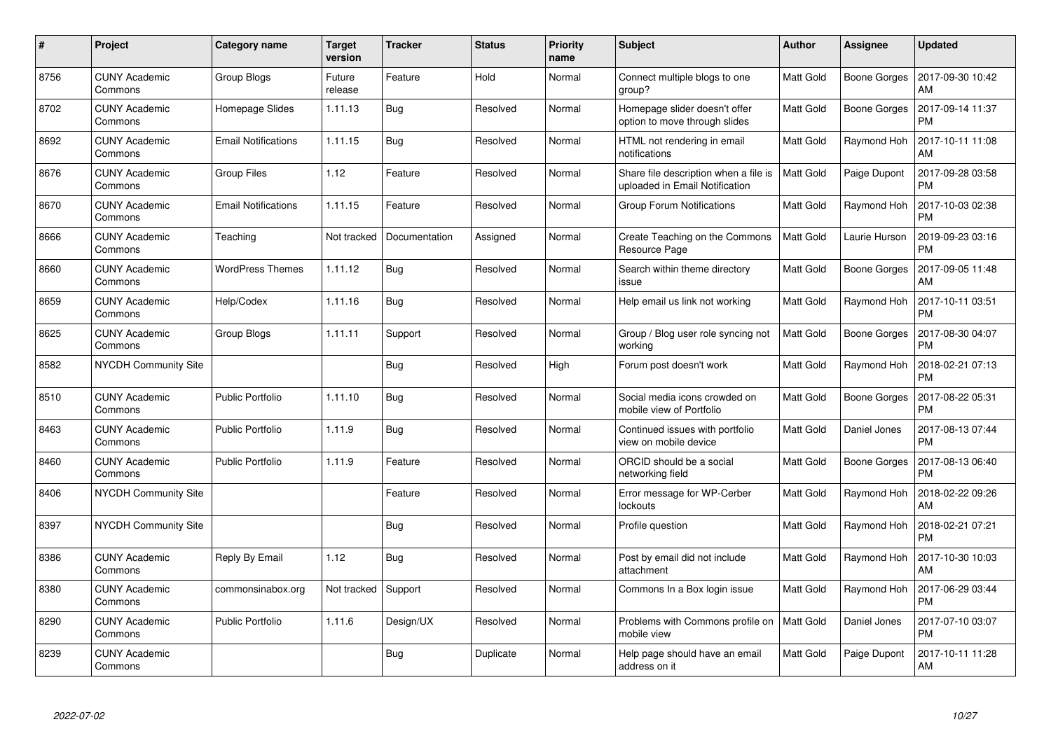| # | Project | Category name | Target version | Tracker | Status | Priority name | Subject | Author | Assignee | Updated |
|---|---|---|---|---|---|---|---|---|---|---|
| 8756 | CUNY Academic Commons | Group Blogs | Future release | Feature | Hold | Normal | Connect multiple blogs to one group? | Matt Gold | Boone Gorges | 2017-09-30 10:42 AM |
| 8702 | CUNY Academic Commons | Homepage Slides | 1.11.13 | Bug | Resolved | Normal | Homepage slider doesn't offer option to move through slides | Matt Gold | Boone Gorges | 2017-09-14 11:37 PM |
| 8692 | CUNY Academic Commons | Email Notifications | 1.11.15 | Bug | Resolved | Normal | HTML not rendering in email notifications | Matt Gold | Raymond Hoh | 2017-10-11 11:08 AM |
| 8676 | CUNY Academic Commons | Group Files | 1.12 | Feature | Resolved | Normal | Share file description when a file is uploaded in Email Notification | Matt Gold | Paige Dupont | 2017-09-28 03:58 PM |
| 8670 | CUNY Academic Commons | Email Notifications | 1.11.15 | Feature | Resolved | Normal | Group Forum Notifications | Matt Gold | Raymond Hoh | 2017-10-03 02:38 PM |
| 8666 | CUNY Academic Commons | Teaching | Not tracked | Documentation | Assigned | Normal | Create Teaching on the Commons Resource Page | Matt Gold | Laurie Hurson | 2019-09-23 03:16 PM |
| 8660 | CUNY Academic Commons | WordPress Themes | 1.11.12 | Bug | Resolved | Normal | Search within theme directory issue | Matt Gold | Boone Gorges | 2017-09-05 11:48 AM |
| 8659 | CUNY Academic Commons | Help/Codex | 1.11.16 | Bug | Resolved | Normal | Help email us link not working | Matt Gold | Raymond Hoh | 2017-10-11 03:51 PM |
| 8625 | CUNY Academic Commons | Group Blogs | 1.11.11 | Support | Resolved | Normal | Group / Blog user role syncing not working | Matt Gold | Boone Gorges | 2017-08-30 04:07 PM |
| 8582 | NYCDH Community Site | | | Bug | Resolved | High | Forum post doesn't work | Matt Gold | Raymond Hoh | 2018-02-21 07:13 PM |
| 8510 | CUNY Academic Commons | Public Portfolio | 1.11.10 | Bug | Resolved | Normal | Social media icons crowded on mobile view of Portfolio | Matt Gold | Boone Gorges | 2017-08-22 05:31 PM |
| 8463 | CUNY Academic Commons | Public Portfolio | 1.11.9 | Bug | Resolved | Normal | Continued issues with portfolio view on mobile device | Matt Gold | Daniel Jones | 2017-08-13 07:44 PM |
| 8460 | CUNY Academic Commons | Public Portfolio | 1.11.9 | Feature | Resolved | Normal | ORCID should be a social networking field | Matt Gold | Boone Gorges | 2017-08-13 06:40 PM |
| 8406 | NYCDH Community Site | | | Feature | Resolved | Normal | Error message for WP-Cerber lockouts | Matt Gold | Raymond Hoh | 2018-02-22 09:26 AM |
| 8397 | NYCDH Community Site | | | Bug | Resolved | Normal | Profile question | Matt Gold | Raymond Hoh | 2018-02-21 07:21 PM |
| 8386 | CUNY Academic Commons | Reply By Email | 1.12 | Bug | Resolved | Normal | Post by email did not include attachment | Matt Gold | Raymond Hoh | 2017-10-30 10:03 AM |
| 8380 | CUNY Academic Commons | commonsinabox.org | Not tracked | Support | Resolved | Normal | Commons In a Box login issue | Matt Gold | Raymond Hoh | 2017-06-29 03:44 PM |
| 8290 | CUNY Academic Commons | Public Portfolio | 1.11.6 | Design/UX | Resolved | Normal | Problems with Commons profile on mobile view | Matt Gold | Daniel Jones | 2017-07-10 03:07 PM |
| 8239 | CUNY Academic Commons | | | Bug | Duplicate | Normal | Help page should have an email address on it | Matt Gold | Paige Dupont | 2017-10-11 11:28 AM |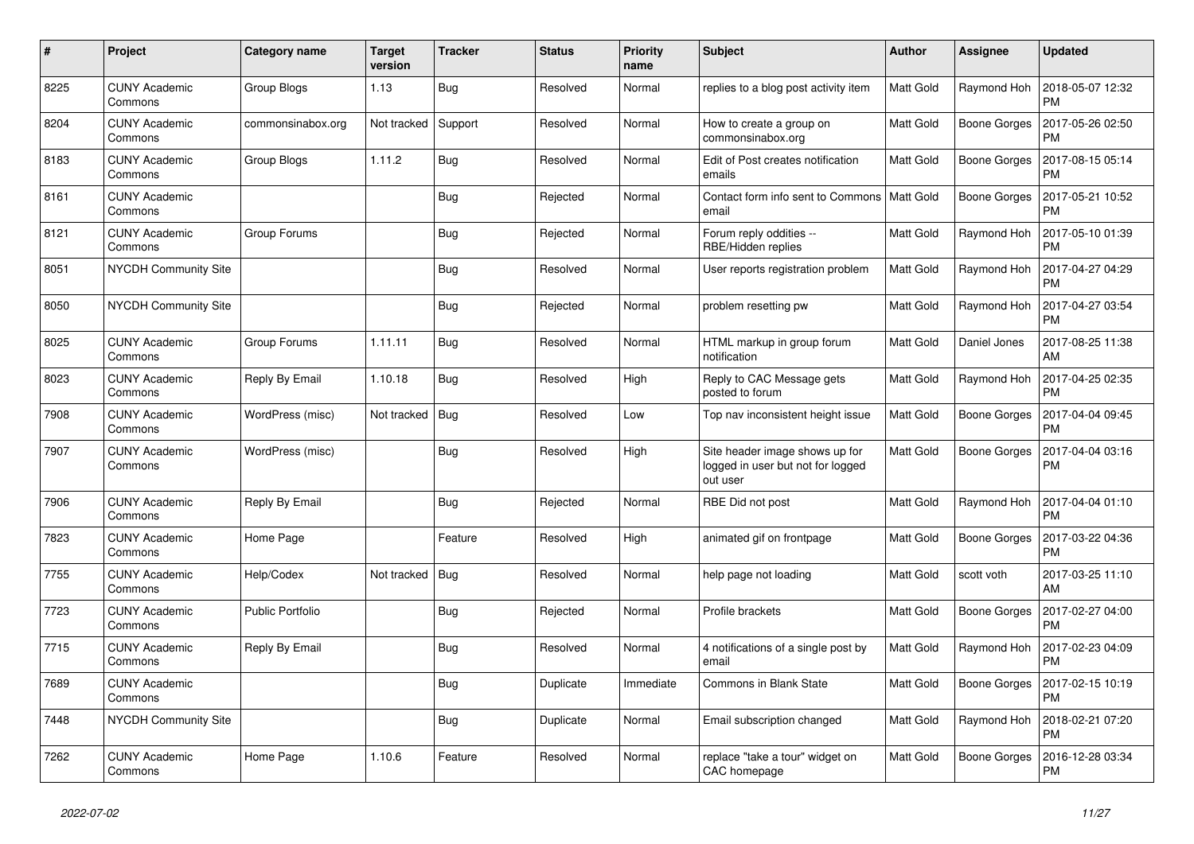| # | Project | Category name | Target version | Tracker | Status | Priority name | Subject | Author | Assignee | Updated |
|---|---|---|---|---|---|---|---|---|---|---|
| 8225 | CUNY Academic Commons | Group Blogs | 1.13 | Bug | Resolved | Normal | replies to a blog post activity item | Matt Gold | Raymond Hoh | 2018-05-07 12:32 PM |
| 8204 | CUNY Academic Commons | commonsinabox.org | Not tracked | Support | Resolved | Normal | How to create a group on commonsinabox.org | Matt Gold | Boone Gorges | 2017-05-26 02:50 PM |
| 8183 | CUNY Academic Commons | Group Blogs | 1.11.2 | Bug | Resolved | Normal | Edit of Post creates notification emails | Matt Gold | Boone Gorges | 2017-08-15 05:14 PM |
| 8161 | CUNY Academic Commons | | | Bug | Rejected | Normal | Contact form info sent to Commons email | Matt Gold | Boone Gorges | 2017-05-21 10:52 PM |
| 8121 | CUNY Academic Commons | Group Forums | | Bug | Rejected | Normal | Forum reply oddities -- RBE/Hidden replies | Matt Gold | Raymond Hoh | 2017-05-10 01:39 PM |
| 8051 | NYCDH Community Site | | | Bug | Resolved | Normal | User reports registration problem | Matt Gold | Raymond Hoh | 2017-04-27 04:29 PM |
| 8050 | NYCDH Community Site | | | Bug | Rejected | Normal | problem resetting pw | Matt Gold | Raymond Hoh | 2017-04-27 03:54 PM |
| 8025 | CUNY Academic Commons | Group Forums | 1.11.11 | Bug | Resolved | Normal | HTML markup in group forum notification | Matt Gold | Daniel Jones | 2017-08-25 11:38 AM |
| 8023 | CUNY Academic Commons | Reply By Email | 1.10.18 | Bug | Resolved | High | Reply to CAC Message gets posted to forum | Matt Gold | Raymond Hoh | 2017-04-25 02:35 PM |
| 7908 | CUNY Academic Commons | WordPress (misc) | Not tracked | Bug | Resolved | Low | Top nav inconsistent height issue | Matt Gold | Boone Gorges | 2017-04-04 09:45 PM |
| 7907 | CUNY Academic Commons | WordPress (misc) | | Bug | Resolved | High | Site header image shows up for logged in user but not for logged out user | Matt Gold | Boone Gorges | 2017-04-04 03:16 PM |
| 7906 | CUNY Academic Commons | Reply By Email | | Bug | Rejected | Normal | RBE Did not post | Matt Gold | Raymond Hoh | 2017-04-04 01:10 PM |
| 7823 | CUNY Academic Commons | Home Page | | Feature | Resolved | High | animated gif on frontpage | Matt Gold | Boone Gorges | 2017-03-22 04:36 PM |
| 7755 | CUNY Academic Commons | Help/Codex | Not tracked | Bug | Resolved | Normal | help page not loading | Matt Gold | scott voth | 2017-03-25 11:10 AM |
| 7723 | CUNY Academic Commons | Public Portfolio | | Bug | Rejected | Normal | Profile brackets | Matt Gold | Boone Gorges | 2017-02-27 04:00 PM |
| 7715 | CUNY Academic Commons | Reply By Email | | Bug | Resolved | Normal | 4 notifications of a single post by email | Matt Gold | Raymond Hoh | 2017-02-23 04:09 PM |
| 7689 | CUNY Academic Commons | | | Bug | Duplicate | Immediate | Commons in Blank State | Matt Gold | Boone Gorges | 2017-02-15 10:19 PM |
| 7448 | NYCDH Community Site | | | Bug | Duplicate | Normal | Email subscription changed | Matt Gold | Raymond Hoh | 2018-02-21 07:20 PM |
| 7262 | CUNY Academic Commons | Home Page | 1.10.6 | Feature | Resolved | Normal | replace "take a tour" widget on CAC homepage | Matt Gold | Boone Gorges | 2016-12-28 03:34 PM |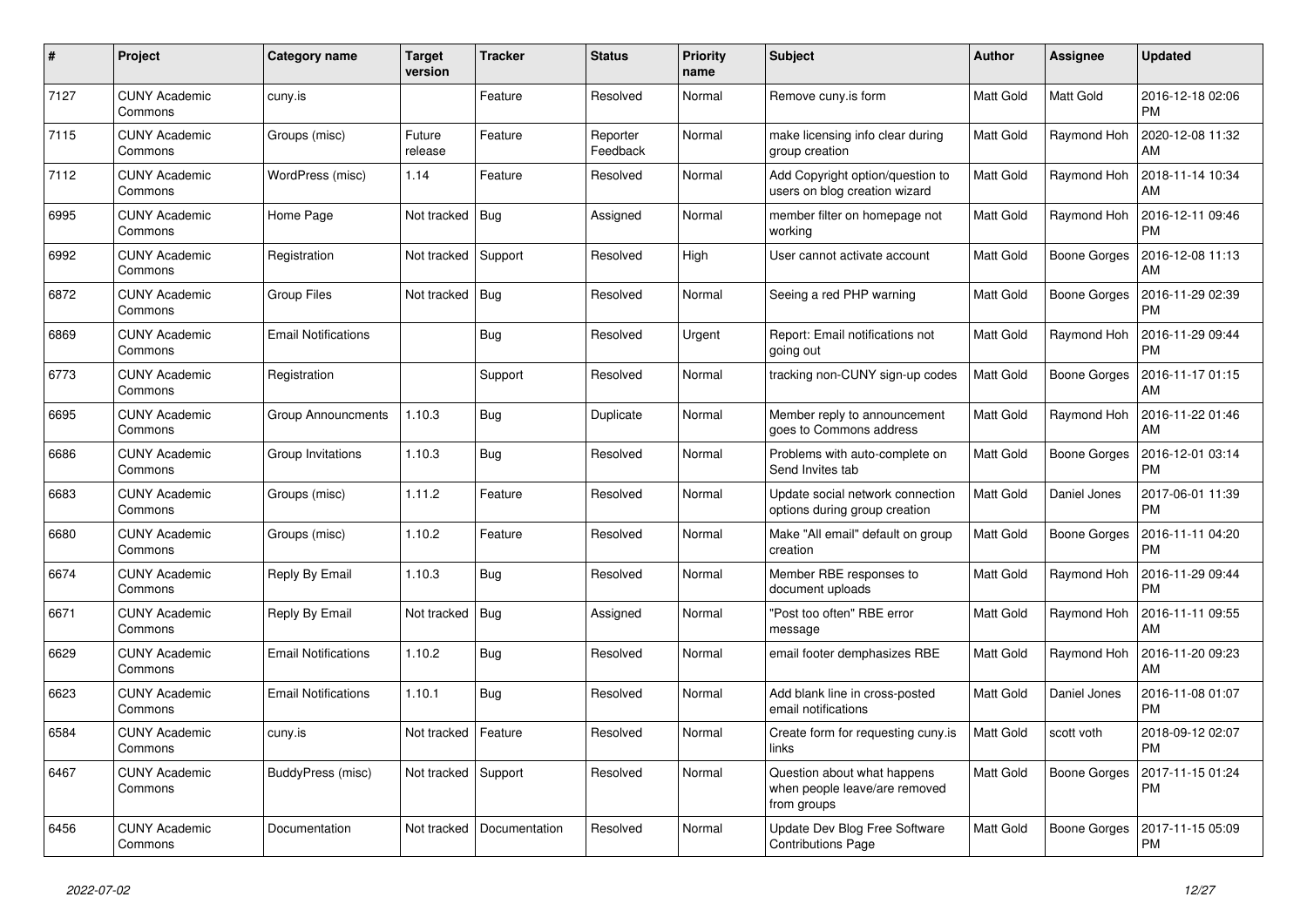| # | Project | Category name | Target version | Tracker | Status | Priority name | Subject | Author | Assignee | Updated |
|---|---|---|---|---|---|---|---|---|---|---|
| 7127 | CUNY Academic Commons | cuny.is | | Feature | Resolved | Normal | Remove cuny.is form | Matt Gold | Matt Gold | 2016-12-18 02:06 PM |
| 7115 | CUNY Academic Commons | Groups (misc) | Future release | Feature | Reporter Feedback | Normal | make licensing info clear during group creation | Matt Gold | Raymond Hoh | 2020-12-08 11:32 AM |
| 7112 | CUNY Academic Commons | WordPress (misc) | 1.14 | Feature | Resolved | Normal | Add Copyright option/question to users on blog creation wizard | Matt Gold | Raymond Hoh | 2018-11-14 10:34 AM |
| 6995 | CUNY Academic Commons | Home Page | Not tracked | Bug | Assigned | Normal | member filter on homepage not working | Matt Gold | Raymond Hoh | 2016-12-11 09:46 PM |
| 6992 | CUNY Academic Commons | Registration | Not tracked | Support | Resolved | High | User cannot activate account | Matt Gold | Boone Gorges | 2016-12-08 11:13 AM |
| 6872 | CUNY Academic Commons | Group Files | Not tracked | Bug | Resolved | Normal | Seeing a red PHP warning | Matt Gold | Boone Gorges | 2016-11-29 02:39 PM |
| 6869 | CUNY Academic Commons | Email Notifications | | Bug | Resolved | Urgent | Report: Email notifications not going out | Matt Gold | Raymond Hoh | 2016-11-29 09:44 PM |
| 6773 | CUNY Academic Commons | Registration | | Support | Resolved | Normal | tracking non-CUNY sign-up codes | Matt Gold | Boone Gorges | 2016-11-17 01:15 AM |
| 6695 | CUNY Academic Commons | Group Announcments | 1.10.3 | Bug | Duplicate | Normal | Member reply to announcement goes to Commons address | Matt Gold | Raymond Hoh | 2016-11-22 01:46 AM |
| 6686 | CUNY Academic Commons | Group Invitations | 1.10.3 | Bug | Resolved | Normal | Problems with auto-complete on Send Invites tab | Matt Gold | Boone Gorges | 2016-12-01 03:14 PM |
| 6683 | CUNY Academic Commons | Groups (misc) | 1.11.2 | Feature | Resolved | Normal | Update social network connection options during group creation | Matt Gold | Daniel Jones | 2017-06-01 11:39 PM |
| 6680 | CUNY Academic Commons | Groups (misc) | 1.10.2 | Feature | Resolved | Normal | Make "All email" default on group creation | Matt Gold | Boone Gorges | 2016-11-11 04:20 PM |
| 6674 | CUNY Academic Commons | Reply By Email | 1.10.3 | Bug | Resolved | Normal | Member RBE responses to document uploads | Matt Gold | Raymond Hoh | 2016-11-29 09:44 PM |
| 6671 | CUNY Academic Commons | Reply By Email | Not tracked | Bug | Assigned | Normal | "Post too often" RBE error message | Matt Gold | Raymond Hoh | 2016-11-11 09:55 AM |
| 6629 | CUNY Academic Commons | Email Notifications | 1.10.2 | Bug | Resolved | Normal | email footer demphasizes RBE | Matt Gold | Raymond Hoh | 2016-11-20 09:23 AM |
| 6623 | CUNY Academic Commons | Email Notifications | 1.10.1 | Bug | Resolved | Normal | Add blank line in cross-posted email notifications | Matt Gold | Daniel Jones | 2016-11-08 01:07 PM |
| 6584 | CUNY Academic Commons | cuny.is | Not tracked | Feature | Resolved | Normal | Create form for requesting cuny.is links | Matt Gold | scott voth | 2018-09-12 02:07 PM |
| 6467 | CUNY Academic Commons | BuddyPress (misc) | Not tracked | Support | Resolved | Normal | Question about what happens when people leave/are removed from groups | Matt Gold | Boone Gorges | 2017-11-15 01:24 PM |
| 6456 | CUNY Academic Commons | Documentation | Not tracked | Documentation | Resolved | Normal | Update Dev Blog Free Software Contributions Page | Matt Gold | Boone Gorges | 2017-11-15 05:09 PM |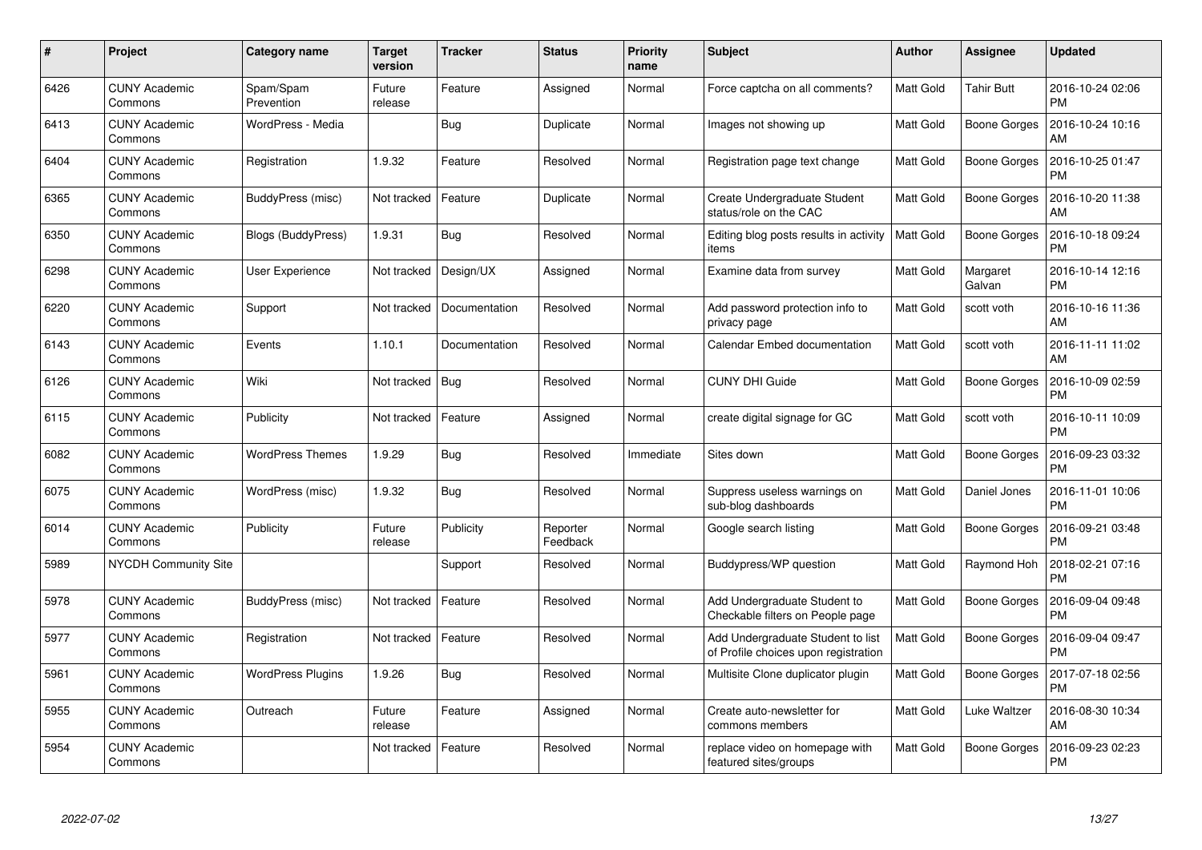| # | Project | Category name | Target version | Tracker | Status | Priority name | Subject | Author | Assignee | Updated |
|---|---|---|---|---|---|---|---|---|---|---|
| 6426 | CUNY Academic Commons | Spam/Spam Prevention | Future release | Feature | Assigned | Normal | Force captcha on all comments? | Matt Gold | Tahir Butt | 2016-10-24 02:06 PM |
| 6413 | CUNY Academic Commons | WordPress - Media | | Bug | Duplicate | Normal | Images not showing up | Matt Gold | Boone Gorges | 2016-10-24 10:16 AM |
| 6404 | CUNY Academic Commons | Registration | 1.9.32 | Feature | Resolved | Normal | Registration page text change | Matt Gold | Boone Gorges | 2016-10-25 01:47 PM |
| 6365 | CUNY Academic Commons | BuddyPress (misc) | Not tracked | Feature | Duplicate | Normal | Create Undergraduate Student status/role on the CAC | Matt Gold | Boone Gorges | 2016-10-20 11:38 AM |
| 6350 | CUNY Academic Commons | Blogs (BuddyPress) | 1.9.31 | Bug | Resolved | Normal | Editing blog posts results in activity items | Matt Gold | Boone Gorges | 2016-10-18 09:24 PM |
| 6298 | CUNY Academic Commons | User Experience | Not tracked | Design/UX | Assigned | Normal | Examine data from survey | Matt Gold | Margaret Galvan | 2016-10-14 12:16 PM |
| 6220 | CUNY Academic Commons | Support | Not tracked | Documentation | Resolved | Normal | Add password protection info to privacy page | Matt Gold | scott voth | 2016-10-16 11:36 AM |
| 6143 | CUNY Academic Commons | Events | 1.10.1 | Documentation | Resolved | Normal | Calendar Embed documentation | Matt Gold | scott voth | 2016-11-11 11:02 AM |
| 6126 | CUNY Academic Commons | Wiki | Not tracked | Bug | Resolved | Normal | CUNY DHI Guide | Matt Gold | Boone Gorges | 2016-10-09 02:59 PM |
| 6115 | CUNY Academic Commons | Publicity | Not tracked | Feature | Assigned | Normal | create digital signage for GC | Matt Gold | scott voth | 2016-10-11 10:09 PM |
| 6082 | CUNY Academic Commons | WordPress Themes | 1.9.29 | Bug | Resolved | Immediate | Sites down | Matt Gold | Boone Gorges | 2016-09-23 03:32 PM |
| 6075 | CUNY Academic Commons | WordPress (misc) | 1.9.32 | Bug | Resolved | Normal | Suppress useless warnings on sub-blog dashboards | Matt Gold | Daniel Jones | 2016-11-01 10:06 PM |
| 6014 | CUNY Academic Commons | Publicity | Future release | Publicity | Reporter Feedback | Normal | Google search listing | Matt Gold | Boone Gorges | 2016-09-21 03:48 PM |
| 5989 | NYCDH Community Site | | | Support | Resolved | Normal | Buddypress/WP question | Matt Gold | Raymond Hoh | 2018-02-21 07:16 PM |
| 5978 | CUNY Academic Commons | BuddyPress (misc) | Not tracked | Feature | Resolved | Normal | Add Undergraduate Student to Checkable filters on People page | Matt Gold | Boone Gorges | 2016-09-04 09:48 PM |
| 5977 | CUNY Academic Commons | Registration | Not tracked | Feature | Resolved | Normal | Add Undergraduate Student to list of Profile choices upon registration | Matt Gold | Boone Gorges | 2016-09-04 09:47 PM |
| 5961 | CUNY Academic Commons | WordPress Plugins | 1.9.26 | Bug | Resolved | Normal | Multisite Clone duplicator plugin | Matt Gold | Boone Gorges | 2017-07-18 02:56 PM |
| 5955 | CUNY Academic Commons | Outreach | Future release | Feature | Assigned | Normal | Create auto-newsletter for commons members | Matt Gold | Luke Waltzer | 2016-08-30 10:34 AM |
| 5954 | CUNY Academic Commons | | Not tracked | Feature | Resolved | Normal | replace video on homepage with featured sites/groups | Matt Gold | Boone Gorges | 2016-09-23 02:23 PM |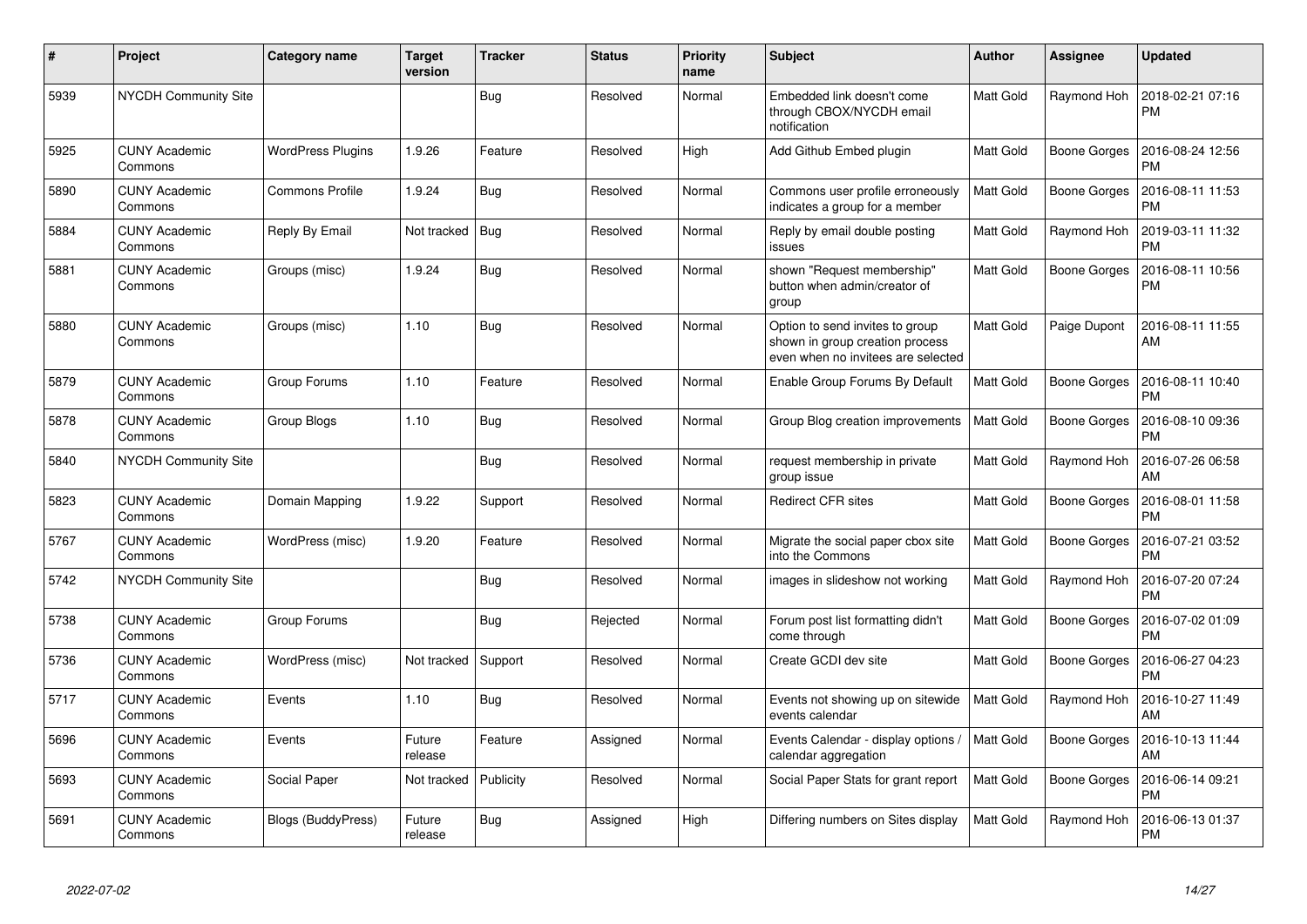| # | Project | Category name | Target version | Tracker | Status | Priority name | Subject | Author | Assignee | Updated |
|---|---|---|---|---|---|---|---|---|---|---|
| 5939 | NYCDH Community Site | | | Bug | Resolved | Normal | Embedded link doesn't come through CBOX/NYCDH email notification | Matt Gold | Raymond Hoh | 2018-02-21 07:16 PM |
| 5925 | CUNY Academic Commons | WordPress Plugins | 1.9.26 | Feature | Resolved | High | Add Github Embed plugin | Matt Gold | Boone Gorges | 2016-08-24 12:56 PM |
| 5890 | CUNY Academic Commons | Commons Profile | 1.9.24 | Bug | Resolved | Normal | Commons user profile erroneously indicates a group for a member | Matt Gold | Boone Gorges | 2016-08-11 11:53 PM |
| 5884 | CUNY Academic Commons | Reply By Email | Not tracked | Bug | Resolved | Normal | Reply by email double posting issues | Matt Gold | Raymond Hoh | 2019-03-11 11:32 PM |
| 5881 | CUNY Academic Commons | Groups (misc) | 1.9.24 | Bug | Resolved | Normal | shown "Request membership" button when admin/creator of group | Matt Gold | Boone Gorges | 2016-08-11 10:56 PM |
| 5880 | CUNY Academic Commons | Groups (misc) | 1.10 | Bug | Resolved | Normal | Option to send invites to group shown in group creation process even when no invitees are selected | Matt Gold | Paige Dupont | 2016-08-11 11:55 AM |
| 5879 | CUNY Academic Commons | Group Forums | 1.10 | Feature | Resolved | Normal | Enable Group Forums By Default | Matt Gold | Boone Gorges | 2016-08-11 10:40 PM |
| 5878 | CUNY Academic Commons | Group Blogs | 1.10 | Bug | Resolved | Normal | Group Blog creation improvements | Matt Gold | Boone Gorges | 2016-08-10 09:36 PM |
| 5840 | NYCDH Community Site | | | Bug | Resolved | Normal | request membership in private group issue | Matt Gold | Raymond Hoh | 2016-07-26 06:58 AM |
| 5823 | CUNY Academic Commons | Domain Mapping | 1.9.22 | Support | Resolved | Normal | Redirect CFR sites | Matt Gold | Boone Gorges | 2016-08-01 11:58 PM |
| 5767 | CUNY Academic Commons | WordPress (misc) | 1.9.20 | Feature | Resolved | Normal | Migrate the social paper cbox site into the Commons | Matt Gold | Boone Gorges | 2016-07-21 03:52 PM |
| 5742 | NYCDH Community Site | | | Bug | Resolved | Normal | images in slideshow not working | Matt Gold | Raymond Hoh | 2016-07-20 07:24 PM |
| 5738 | CUNY Academic Commons | Group Forums | | Bug | Rejected | Normal | Forum post list formatting didn't come through | Matt Gold | Boone Gorges | 2016-07-02 01:09 PM |
| 5736 | CUNY Academic Commons | WordPress (misc) | Not tracked | Support | Resolved | Normal | Create GCDI dev site | Matt Gold | Boone Gorges | 2016-06-27 04:23 PM |
| 5717 | CUNY Academic Commons | Events | 1.10 | Bug | Resolved | Normal | Events not showing up on sitewide events calendar | Matt Gold | Raymond Hoh | 2016-10-27 11:49 AM |
| 5696 | CUNY Academic Commons | Events | Future release | Feature | Assigned | Normal | Events Calendar - display options / calendar aggregation | Matt Gold | Boone Gorges | 2016-10-13 11:44 AM |
| 5693 | CUNY Academic Commons | Social Paper | Not tracked | Publicity | Resolved | Normal | Social Paper Stats for grant report | Matt Gold | Boone Gorges | 2016-06-14 09:21 PM |
| 5691 | CUNY Academic Commons | Blogs (BuddyPress) | Future release | Bug | Assigned | High | Differing numbers on Sites display | Matt Gold | Raymond Hoh | 2016-06-13 01:37 PM |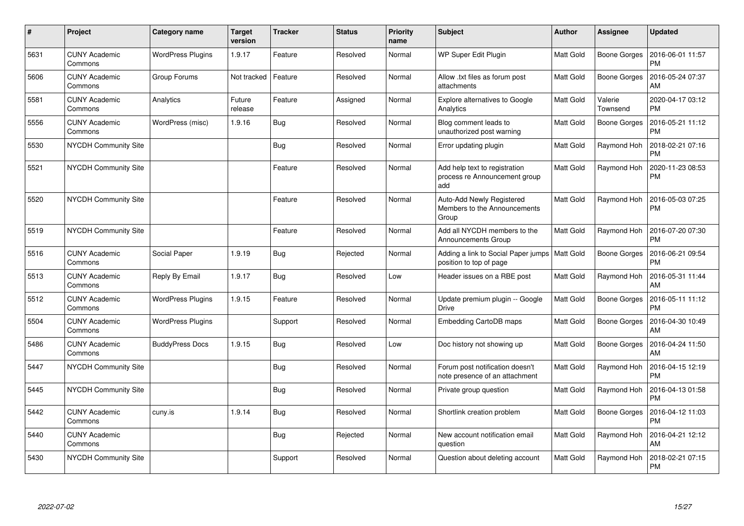| # | Project | Category name | Target version | Tracker | Status | Priority name | Subject | Author | Assignee | Updated |
|---|---|---|---|---|---|---|---|---|---|---|
| 5631 | CUNY Academic Commons | WordPress Plugins | 1.9.17 | Feature | Resolved | Normal | WP Super Edit Plugin | Matt Gold | Boone Gorges | 2016-06-01 11:57 PM |
| 5606 | CUNY Academic Commons | Group Forums | Not tracked | Feature | Resolved | Normal | Allow .txt files as forum post attachments | Matt Gold | Boone Gorges | 2016-05-24 07:37 AM |
| 5581 | CUNY Academic Commons | Analytics | Future release | Feature | Assigned | Normal | Explore alternatives to Google Analytics | Matt Gold | Valerie Townsend | 2020-04-17 03:12 PM |
| 5556 | CUNY Academic Commons | WordPress (misc) | 1.9.16 | Bug | Resolved | Normal | Blog comment leads to unauthorized post warning | Matt Gold | Boone Gorges | 2016-05-21 11:12 PM |
| 5530 | NYCDH Community Site | | | Bug | Resolved | Normal | Error updating plugin | Matt Gold | Raymond Hoh | 2018-02-21 07:16 PM |
| 5521 | NYCDH Community Site | | | Feature | Resolved | Normal | Add help text to registration process re Announcement group add | Matt Gold | Raymond Hoh | 2020-11-23 08:53 PM |
| 5520 | NYCDH Community Site | | | Feature | Resolved | Normal | Auto-Add Newly Registered Members to the Announcements Group | Matt Gold | Raymond Hoh | 2016-05-03 07:25 PM |
| 5519 | NYCDH Community Site | | | Feature | Resolved | Normal | Add all NYCDH members to the Announcements Group | Matt Gold | Raymond Hoh | 2016-07-20 07:30 PM |
| 5516 | CUNY Academic Commons | Social Paper | 1.9.19 | Bug | Rejected | Normal | Adding a link to Social Paper jumps position to top of page | Matt Gold | Boone Gorges | 2016-06-21 09:54 PM |
| 5513 | CUNY Academic Commons | Reply By Email | 1.9.17 | Bug | Resolved | Low | Header issues on a RBE post | Matt Gold | Raymond Hoh | 2016-05-31 11:44 AM |
| 5512 | CUNY Academic Commons | WordPress Plugins | 1.9.15 | Feature | Resolved | Normal | Update premium plugin -- Google Drive | Matt Gold | Boone Gorges | 2016-05-11 11:12 PM |
| 5504 | CUNY Academic Commons | WordPress Plugins | | Support | Resolved | Normal | Embedding CartoDB maps | Matt Gold | Boone Gorges | 2016-04-30 10:49 AM |
| 5486 | CUNY Academic Commons | BuddyPress Docs | 1.9.15 | Bug | Resolved | Low | Doc history not showing up | Matt Gold | Boone Gorges | 2016-04-24 11:50 AM |
| 5447 | NYCDH Community Site | | | Bug | Resolved | Normal | Forum post notification doesn't note presence of an attachment | Matt Gold | Raymond Hoh | 2016-04-15 12:19 PM |
| 5445 | NYCDH Community Site | | | Bug | Resolved | Normal | Private group question | Matt Gold | Raymond Hoh | 2016-04-13 01:58 PM |
| 5442 | CUNY Academic Commons | cuny.is | 1.9.14 | Bug | Resolved | Normal | Shortlink creation problem | Matt Gold | Boone Gorges | 2016-04-12 11:03 PM |
| 5440 | CUNY Academic Commons | | | Bug | Rejected | Normal | New account notification email question | Matt Gold | Raymond Hoh | 2016-04-21 12:12 AM |
| 5430 | NYCDH Community Site | | | Support | Resolved | Normal | Question about deleting account | Matt Gold | Raymond Hoh | 2018-02-21 07:15 PM |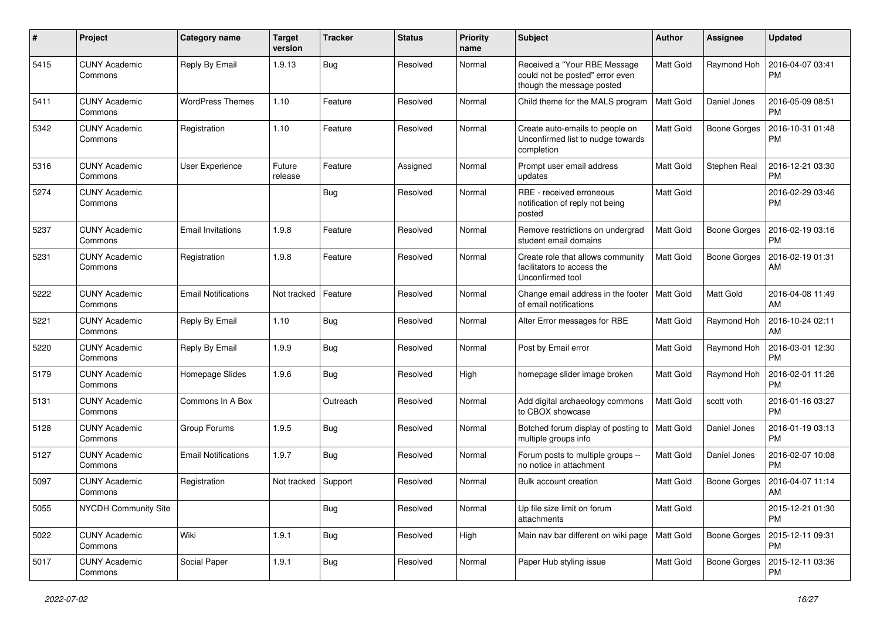| # | Project | Category name | Target version | Tracker | Status | Priority name | Subject | Author | Assignee | Updated |
|---|---|---|---|---|---|---|---|---|---|---|
| 5415 | CUNY Academic Commons | Reply By Email | 1.9.13 | Bug | Resolved | Normal | Received a "Your RBE Message could not be posted" error even though the message posted | Matt Gold | Raymond Hoh | 2016-04-07 03:41 PM |
| 5411 | CUNY Academic Commons | WordPress Themes | 1.10 | Feature | Resolved | Normal | Child theme for the MALS program | Matt Gold | Daniel Jones | 2016-05-09 08:51 PM |
| 5342 | CUNY Academic Commons | Registration | 1.10 | Feature | Resolved | Normal | Create auto-emails to people on Unconfirmed list to nudge towards completion | Matt Gold | Boone Gorges | 2016-10-31 01:48 PM |
| 5316 | CUNY Academic Commons | User Experience | Future release | Feature | Assigned | Normal | Prompt user email address updates | Matt Gold | Stephen Real | 2016-12-21 03:30 PM |
| 5274 | CUNY Academic Commons | | | Bug | Resolved | Normal | RBE - received erroneous notification of reply not being posted | Matt Gold | | 2016-02-29 03:46 PM |
| 5237 | CUNY Academic Commons | Email Invitations | 1.9.8 | Feature | Resolved | Normal | Remove restrictions on undergrad student email domains | Matt Gold | Boone Gorges | 2016-02-19 03:16 PM |
| 5231 | CUNY Academic Commons | Registration | 1.9.8 | Feature | Resolved | Normal | Create role that allows community facilitators to access the Unconfirmed tool | Matt Gold | Boone Gorges | 2016-02-19 01:31 AM |
| 5222 | CUNY Academic Commons | Email Notifications | Not tracked | Feature | Resolved | Normal | Change email address in the footer of email notifications | Matt Gold | Matt Gold | 2016-04-08 11:49 AM |
| 5221 | CUNY Academic Commons | Reply By Email | 1.10 | Bug | Resolved | Normal | Alter Error messages for RBE | Matt Gold | Raymond Hoh | 2016-10-24 02:11 AM |
| 5220 | CUNY Academic Commons | Reply By Email | 1.9.9 | Bug | Resolved | Normal | Post by Email error | Matt Gold | Raymond Hoh | 2016-03-01 12:30 PM |
| 5179 | CUNY Academic Commons | Homepage Slides | 1.9.6 | Bug | Resolved | High | homepage slider image broken | Matt Gold | Raymond Hoh | 2016-02-01 11:26 PM |
| 5131 | CUNY Academic Commons | Commons In A Box | | Outreach | Resolved | Normal | Add digital archaeology commons to CBOX showcase | Matt Gold | scott voth | 2016-01-16 03:27 PM |
| 5128 | CUNY Academic Commons | Group Forums | 1.9.5 | Bug | Resolved | Normal | Botched forum display of posting to multiple groups info | Matt Gold | Daniel Jones | 2016-01-19 03:13 PM |
| 5127 | CUNY Academic Commons | Email Notifications | 1.9.7 | Bug | Resolved | Normal | Forum posts to multiple groups -- no notice in attachment | Matt Gold | Daniel Jones | 2016-02-07 10:08 PM |
| 5097 | CUNY Academic Commons | Registration | Not tracked | Support | Resolved | Normal | Bulk account creation | Matt Gold | Boone Gorges | 2016-04-07 11:14 AM |
| 5055 | NYCDH Community Site | | | Bug | Resolved | Normal | Up file size limit on forum attachments | Matt Gold | | 2015-12-21 01:30 PM |
| 5022 | CUNY Academic Commons | Wiki | 1.9.1 | Bug | Resolved | High | Main nav bar different on wiki page | Matt Gold | Boone Gorges | 2015-12-11 09:31 PM |
| 5017 | CUNY Academic Commons | Social Paper | 1.9.1 | Bug | Resolved | Normal | Paper Hub styling issue | Matt Gold | Boone Gorges | 2015-12-11 03:36 PM |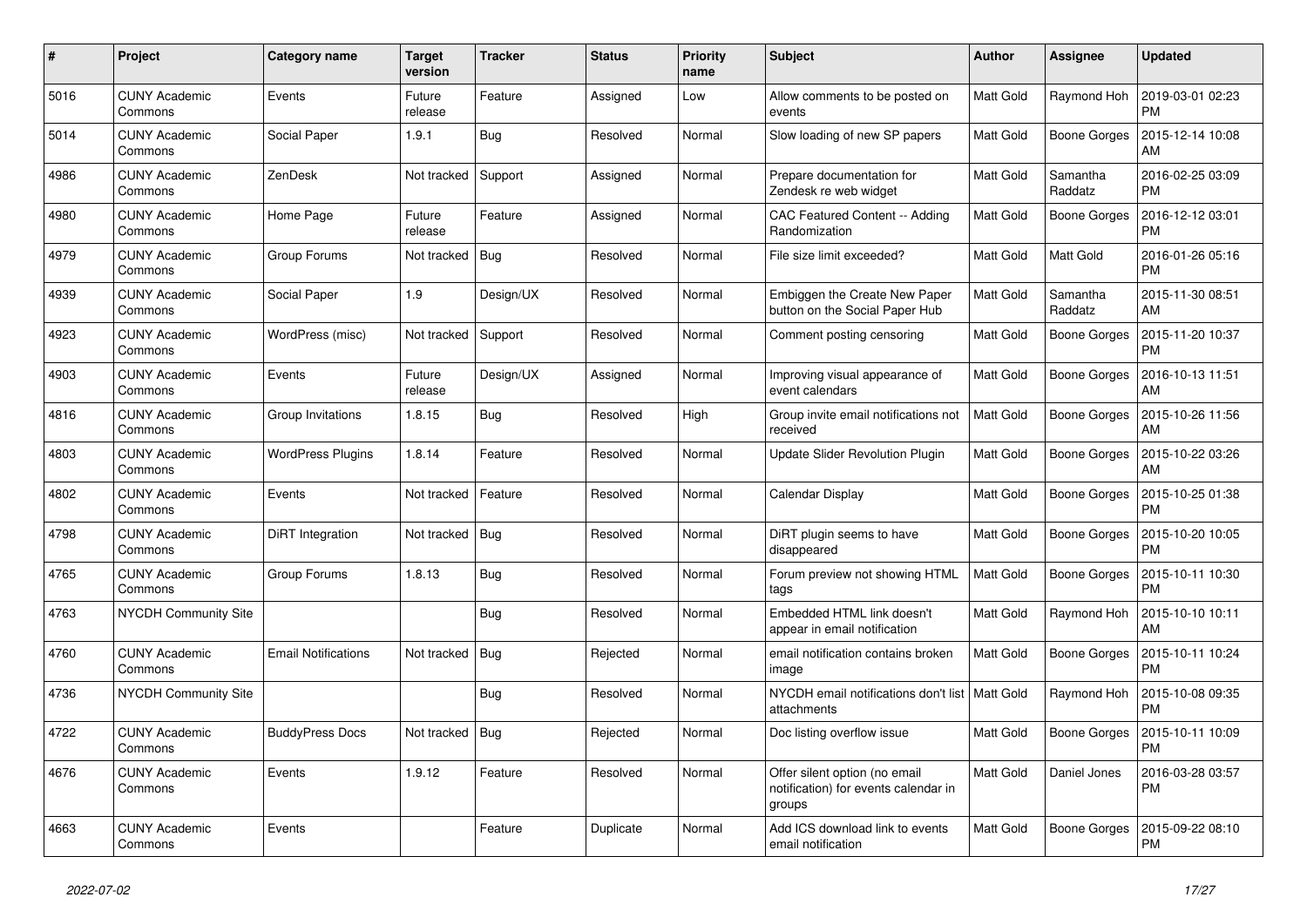| # | Project | Category name | Target version | Tracker | Status | Priority name | Subject | Author | Assignee | Updated |
|---|---|---|---|---|---|---|---|---|---|---|
| 5016 | CUNY Academic Commons | Events | Future release | Feature | Assigned | Low | Allow comments to be posted on events | Matt Gold | Raymond Hoh | 2019-03-01 02:23 PM |
| 5014 | CUNY Academic Commons | Social Paper | 1.9.1 | Bug | Resolved | Normal | Slow loading of new SP papers | Matt Gold | Boone Gorges | 2015-12-14 10:08 AM |
| 4986 | CUNY Academic Commons | ZenDesk | Not tracked | Support | Assigned | Normal | Prepare documentation for Zendesk re web widget | Matt Gold | Samantha Raddatz | 2016-02-25 03:09 PM |
| 4980 | CUNY Academic Commons | Home Page | Future release | Feature | Assigned | Normal | CAC Featured Content -- Adding Randomization | Matt Gold | Boone Gorges | 2016-12-12 03:01 PM |
| 4979 | CUNY Academic Commons | Group Forums | Not tracked | Bug | Resolved | Normal | File size limit exceeded? | Matt Gold | Matt Gold | 2016-01-26 05:16 PM |
| 4939 | CUNY Academic Commons | Social Paper | 1.9 | Design/UX | Resolved | Normal | Embiggen the Create New Paper button on the Social Paper Hub | Matt Gold | Samantha Raddatz | 2015-11-30 08:51 AM |
| 4923 | CUNY Academic Commons | WordPress (misc) | Not tracked | Support | Resolved | Normal | Comment posting censoring | Matt Gold | Boone Gorges | 2015-11-20 10:37 PM |
| 4903 | CUNY Academic Commons | Events | Future release | Design/UX | Assigned | Normal | Improving visual appearance of event calendars | Matt Gold | Boone Gorges | 2016-10-13 11:51 AM |
| 4816 | CUNY Academic Commons | Group Invitations | 1.8.15 | Bug | Resolved | High | Group invite email notifications not received | Matt Gold | Boone Gorges | 2015-10-26 11:56 AM |
| 4803 | CUNY Academic Commons | WordPress Plugins | 1.8.14 | Feature | Resolved | Normal | Update Slider Revolution Plugin | Matt Gold | Boone Gorges | 2015-10-22 03:26 AM |
| 4802 | CUNY Academic Commons | Events | Not tracked | Feature | Resolved | Normal | Calendar Display | Matt Gold | Boone Gorges | 2015-10-25 01:38 PM |
| 4798 | CUNY Academic Commons | DiRT Integration | Not tracked | Bug | Resolved | Normal | DiRT plugin seems to have disappeared | Matt Gold | Boone Gorges | 2015-10-20 10:05 PM |
| 4765 | CUNY Academic Commons | Group Forums | 1.8.13 | Bug | Resolved | Normal | Forum preview not showing HTML tags | Matt Gold | Boone Gorges | 2015-10-11 10:30 PM |
| 4763 | NYCDH Community Site | | | Bug | Resolved | Normal | Embedded HTML link doesn't appear in email notification | Matt Gold | Raymond Hoh | 2015-10-10 10:11 AM |
| 4760 | CUNY Academic Commons | Email Notifications | Not tracked | Bug | Rejected | Normal | email notification contains broken image | Matt Gold | Boone Gorges | 2015-10-11 10:24 PM |
| 4736 | NYCDH Community Site | | | Bug | Resolved | Normal | NYCDH email notifications don't list attachments | Matt Gold | Raymond Hoh | 2015-10-08 09:35 PM |
| 4722 | CUNY Academic Commons | BuddyPress Docs | Not tracked | Bug | Rejected | Normal | Doc listing overflow issue | Matt Gold | Boone Gorges | 2015-10-11 10:09 PM |
| 4676 | CUNY Academic Commons | Events | 1.9.12 | Feature | Resolved | Normal | Offer silent option (no email notification) for events calendar in groups | Matt Gold | Daniel Jones | 2016-03-28 03:57 PM |
| 4663 | CUNY Academic Commons | Events | | Feature | Duplicate | Normal | Add ICS download link to events email notification | Matt Gold | Boone Gorges | 2015-09-22 08:10 PM |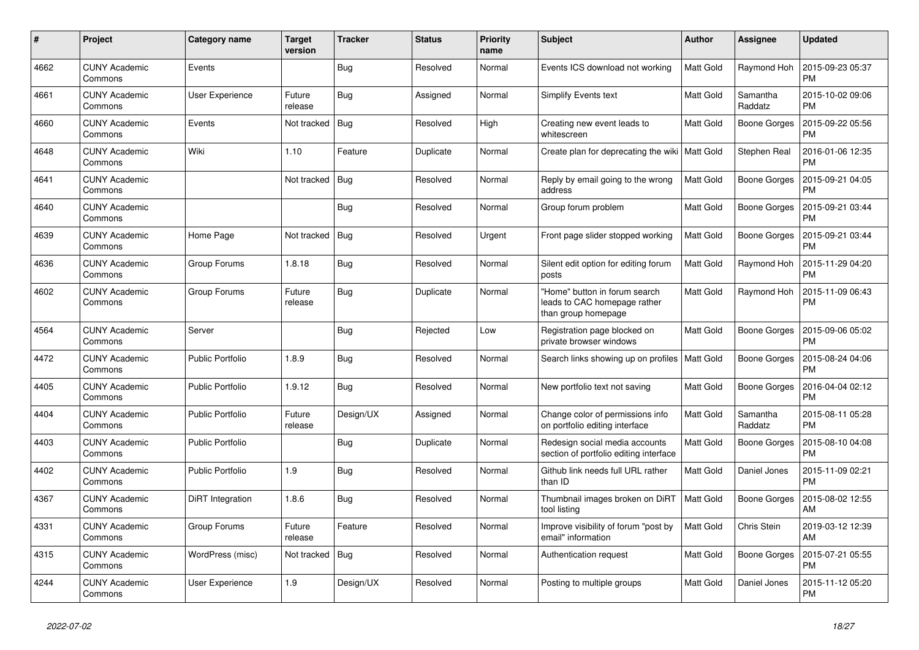| # | Project | Category name | Target version | Tracker | Status | Priority name | Subject | Author | Assignee | Updated |
|---|---|---|---|---|---|---|---|---|---|---|
| 4662 | CUNY Academic Commons | Events | | Bug | Resolved | Normal | Events ICS download not working | Matt Gold | Raymond Hoh | 2015-09-23 05:37 PM |
| 4661 | CUNY Academic Commons | User Experience | Future release | Bug | Assigned | Normal | Simplify Events text | Matt Gold | Samantha Raddatz | 2015-10-02 09:06 PM |
| 4660 | CUNY Academic Commons | Events | Not tracked | Bug | Resolved | High | Creating new event leads to whitescreen | Matt Gold | Boone Gorges | 2015-09-22 05:56 PM |
| 4648 | CUNY Academic Commons | Wiki | 1.10 | Feature | Duplicate | Normal | Create plan for deprecating the wiki | Matt Gold | Stephen Real | 2016-01-06 12:35 PM |
| 4641 | CUNY Academic Commons | | Not tracked | Bug | Resolved | Normal | Reply by email going to the wrong address | Matt Gold | Boone Gorges | 2015-09-21 04:05 PM |
| 4640 | CUNY Academic Commons | | | Bug | Resolved | Normal | Group forum problem | Matt Gold | Boone Gorges | 2015-09-21 03:44 PM |
| 4639 | CUNY Academic Commons | Home Page | Not tracked | Bug | Resolved | Urgent | Front page slider stopped working | Matt Gold | Boone Gorges | 2015-09-21 03:44 PM |
| 4636 | CUNY Academic Commons | Group Forums | 1.8.18 | Bug | Resolved | Normal | Silent edit option for editing forum posts | Matt Gold | Raymond Hoh | 2015-11-29 04:20 PM |
| 4602 | CUNY Academic Commons | Group Forums | Future release | Bug | Duplicate | Normal | "Home" button in forum search leads to CAC homepage rather than group homepage | Matt Gold | Raymond Hoh | 2015-11-09 06:43 PM |
| 4564 | CUNY Academic Commons | Server | | Bug | Rejected | Low | Registration page blocked on private browser windows | Matt Gold | Boone Gorges | 2015-09-06 05:02 PM |
| 4472 | CUNY Academic Commons | Public Portfolio | 1.8.9 | Bug | Resolved | Normal | Search links showing up on profiles | Matt Gold | Boone Gorges | 2015-08-24 04:06 PM |
| 4405 | CUNY Academic Commons | Public Portfolio | 1.9.12 | Bug | Resolved | Normal | New portfolio text not saving | Matt Gold | Boone Gorges | 2016-04-04 02:12 PM |
| 4404 | CUNY Academic Commons | Public Portfolio | Future release | Design/UX | Assigned | Normal | Change color of permissions info on portfolio editing interface | Matt Gold | Samantha Raddatz | 2015-08-11 05:28 PM |
| 4403 | CUNY Academic Commons | Public Portfolio | | Bug | Duplicate | Normal | Redesign social media accounts section of portfolio editing interface | Matt Gold | Boone Gorges | 2015-08-10 04:08 PM |
| 4402 | CUNY Academic Commons | Public Portfolio | 1.9 | Bug | Resolved | Normal | Github link needs full URL rather than ID | Matt Gold | Daniel Jones | 2015-11-09 02:21 PM |
| 4367 | CUNY Academic Commons | DiRT Integration | 1.8.6 | Bug | Resolved | Normal | Thumbnail images broken on DiRT tool listing | Matt Gold | Boone Gorges | 2015-08-02 12:55 AM |
| 4331 | CUNY Academic Commons | Group Forums | Future release | Feature | Resolved | Normal | Improve visibility of forum "post by email" information | Matt Gold | Chris Stein | 2019-03-12 12:39 AM |
| 4315 | CUNY Academic Commons | WordPress (misc) | Not tracked | Bug | Resolved | Normal | Authentication request | Matt Gold | Boone Gorges | 2015-07-21 05:55 PM |
| 4244 | CUNY Academic Commons | User Experience | 1.9 | Design/UX | Resolved | Normal | Posting to multiple groups | Matt Gold | Daniel Jones | 2015-11-12 05:20 PM |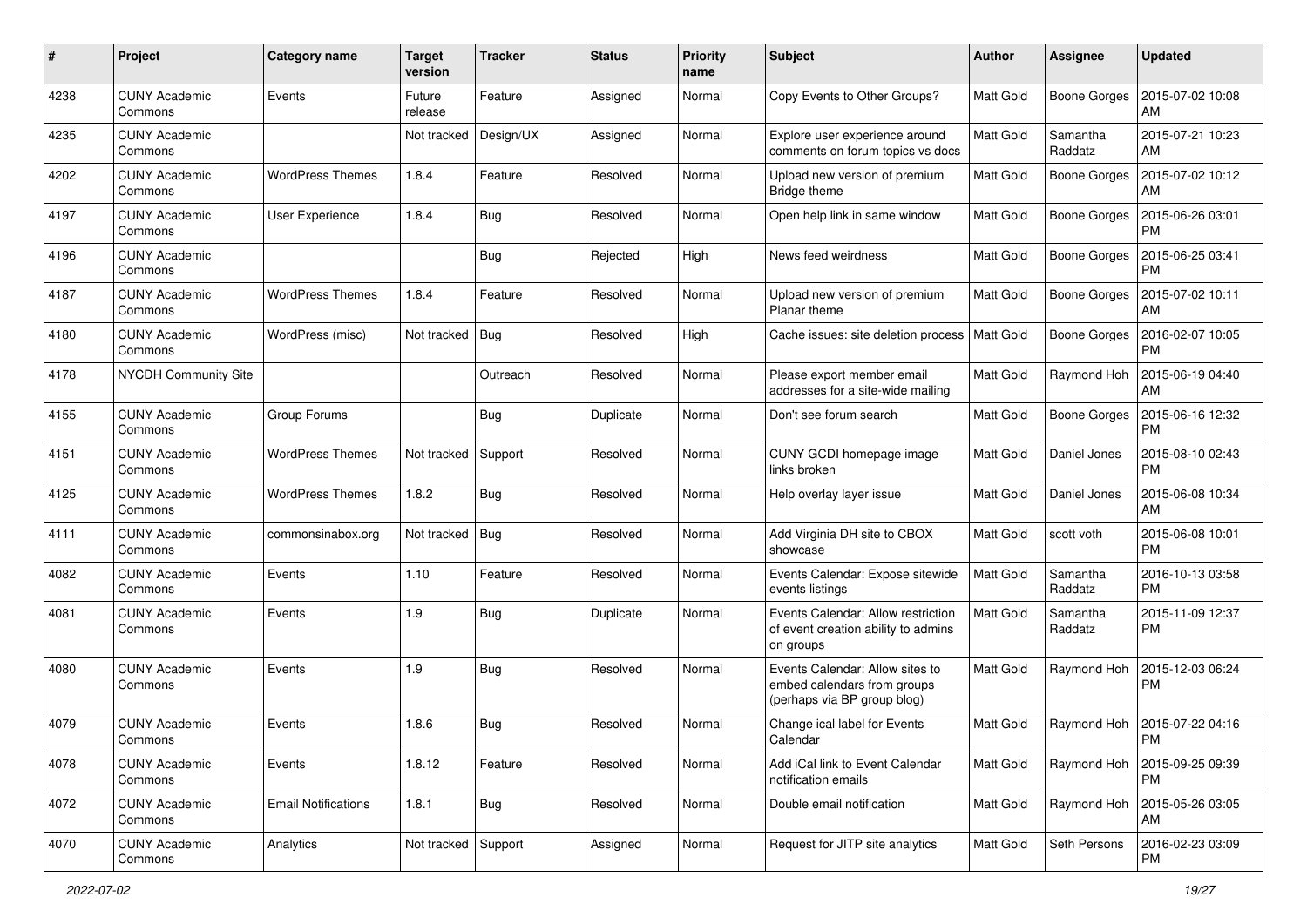| # | Project | Category name | Target version | Tracker | Status | Priority name | Subject | Author | Assignee | Updated |
|---|---|---|---|---|---|---|---|---|---|---|
| 4238 | CUNY Academic Commons | Events | Future release | Feature | Assigned | Normal | Copy Events to Other Groups? | Matt Gold | Boone Gorges | 2015-07-02 10:08 AM |
| 4235 | CUNY Academic Commons | | Not tracked | Design/UX | Assigned | Normal | Explore user experience around comments on forum topics vs docs | Matt Gold | Samantha Raddatz | 2015-07-21 10:23 AM |
| 4202 | CUNY Academic Commons | WordPress Themes | 1.8.4 | Feature | Resolved | Normal | Upload new version of premium Bridge theme | Matt Gold | Boone Gorges | 2015-07-02 10:12 AM |
| 4197 | CUNY Academic Commons | User Experience | 1.8.4 | Bug | Resolved | Normal | Open help link in same window | Matt Gold | Boone Gorges | 2015-06-26 03:01 PM |
| 4196 | CUNY Academic Commons | | | Bug | Rejected | High | News feed weirdness | Matt Gold | Boone Gorges | 2015-06-25 03:41 PM |
| 4187 | CUNY Academic Commons | WordPress Themes | 1.8.4 | Feature | Resolved | Normal | Upload new version of premium Planar theme | Matt Gold | Boone Gorges | 2015-07-02 10:11 AM |
| 4180 | CUNY Academic Commons | WordPress (misc) | Not tracked | Bug | Resolved | High | Cache issues: site deletion process | Matt Gold | Boone Gorges | 2016-02-07 10:05 PM |
| 4178 | NYCDH Community Site | | | Outreach | Resolved | Normal | Please export member email addresses for a site-wide mailing | Matt Gold | Raymond Hoh | 2015-06-19 04:40 AM |
| 4155 | CUNY Academic Commons | Group Forums | | Bug | Duplicate | Normal | Don't see forum search | Matt Gold | Boone Gorges | 2015-06-16 12:32 PM |
| 4151 | CUNY Academic Commons | WordPress Themes | Not tracked | Support | Resolved | Normal | CUNY GCDI homepage image links broken | Matt Gold | Daniel Jones | 2015-08-10 02:43 PM |
| 4125 | CUNY Academic Commons | WordPress Themes | 1.8.2 | Bug | Resolved | Normal | Help overlay layer issue | Matt Gold | Daniel Jones | 2015-06-08 10:34 AM |
| 4111 | CUNY Academic Commons | commonsinabox.org | Not tracked | Bug | Resolved | Normal | Add Virginia DH site to CBOX showcase | Matt Gold | scott voth | 2015-06-08 10:01 PM |
| 4082 | CUNY Academic Commons | Events | 1.10 | Feature | Resolved | Normal | Events Calendar: Expose sitewide events listings | Matt Gold | Samantha Raddatz | 2016-10-13 03:58 PM |
| 4081 | CUNY Academic Commons | Events | 1.9 | Bug | Duplicate | Normal | Events Calendar: Allow restriction of event creation ability to admins on groups | Matt Gold | Samantha Raddatz | 2015-11-09 12:37 PM |
| 4080 | CUNY Academic Commons | Events | 1.9 | Bug | Resolved | Normal | Events Calendar: Allow sites to embed calendars from groups (perhaps via BP group blog) | Matt Gold | Raymond Hoh | 2015-12-03 06:24 PM |
| 4079 | CUNY Academic Commons | Events | 1.8.6 | Bug | Resolved | Normal | Change ical label for Events Calendar | Matt Gold | Raymond Hoh | 2015-07-22 04:16 PM |
| 4078 | CUNY Academic Commons | Events | 1.8.12 | Feature | Resolved | Normal | Add iCal link to Event Calendar notification emails | Matt Gold | Raymond Hoh | 2015-09-25 09:39 PM |
| 4072 | CUNY Academic Commons | Email Notifications | 1.8.1 | Bug | Resolved | Normal | Double email notification | Matt Gold | Raymond Hoh | 2015-05-26 03:05 AM |
| 4070 | CUNY Academic Commons | Analytics | Not tracked | Support | Assigned | Normal | Request for JITP site analytics | Matt Gold | Seth Persons | 2016-02-23 03:09 PM |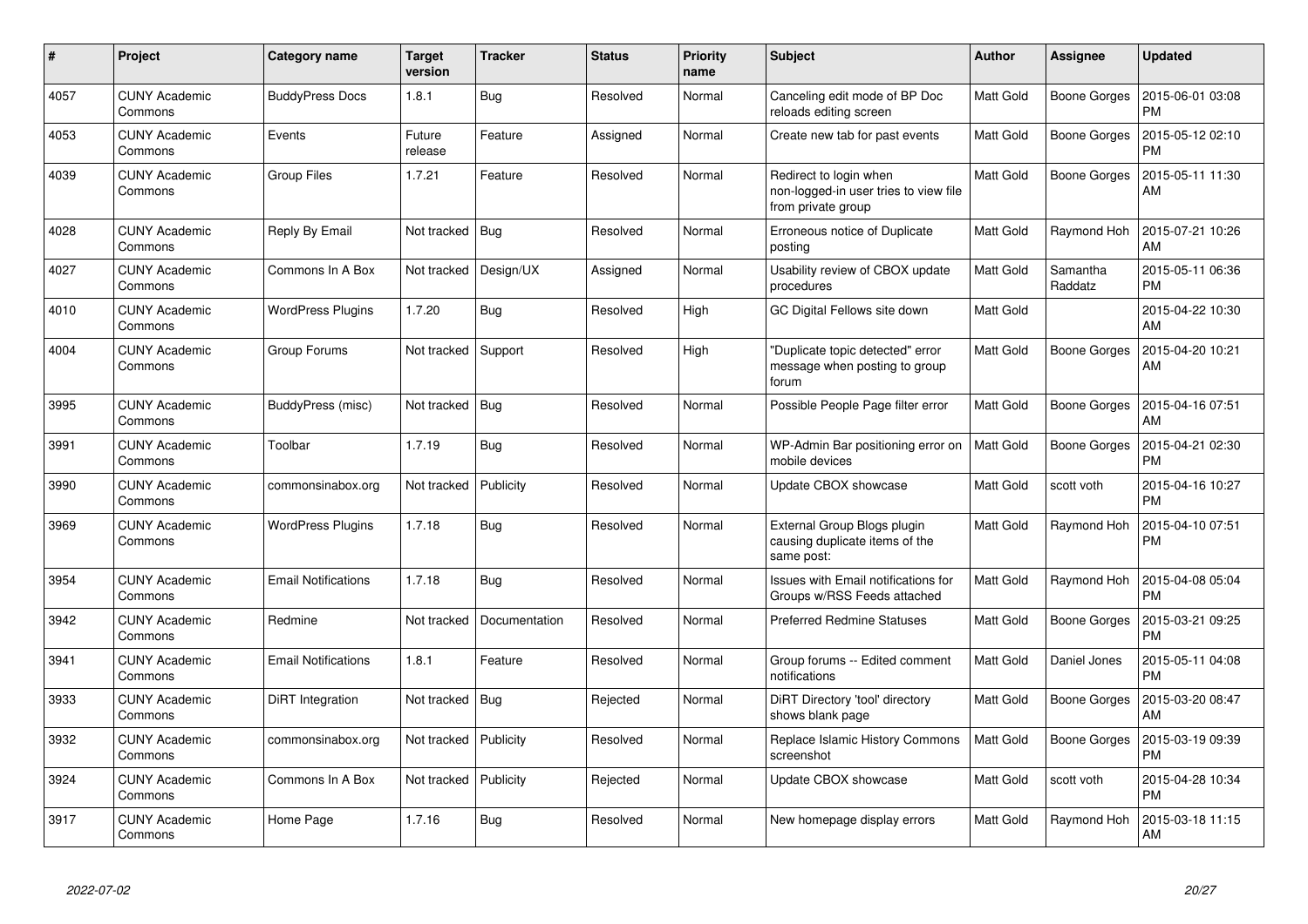| # | Project | Category name | Target version | Tracker | Status | Priority name | Subject | Author | Assignee | Updated |
|---|---|---|---|---|---|---|---|---|---|---|
| 4057 | CUNY Academic Commons | BuddyPress Docs | 1.8.1 | Bug | Resolved | Normal | Canceling edit mode of BP Doc reloads editing screen | Matt Gold | Boone Gorges | 2015-06-01 03:08 PM |
| 4053 | CUNY Academic Commons | Events | Future release | Feature | Assigned | Normal | Create new tab for past events | Matt Gold | Boone Gorges | 2015-05-12 02:10 PM |
| 4039 | CUNY Academic Commons | Group Files | 1.7.21 | Feature | Resolved | Normal | Redirect to login when non-logged-in user tries to view file from private group | Matt Gold | Boone Gorges | 2015-05-11 11:30 AM |
| 4028 | CUNY Academic Commons | Reply By Email | Not tracked | Bug | Resolved | Normal | Erroneous notice of Duplicate posting | Matt Gold | Raymond Hoh | 2015-07-21 10:26 AM |
| 4027 | CUNY Academic Commons | Commons In A Box | Not tracked | Design/UX | Assigned | Normal | Usability review of CBOX update procedures | Matt Gold | Samantha Raddatz | 2015-05-11 06:36 PM |
| 4010 | CUNY Academic Commons | WordPress Plugins | 1.7.20 | Bug | Resolved | High | GC Digital Fellows site down | Matt Gold | | 2015-04-22 10:30 AM |
| 4004 | CUNY Academic Commons | Group Forums | Not tracked | Support | Resolved | High | "Duplicate topic detected" error message when posting to group forum | Matt Gold | Boone Gorges | 2015-04-20 10:21 AM |
| 3995 | CUNY Academic Commons | BuddyPress (misc) | Not tracked | Bug | Resolved | Normal | Possible People Page filter error | Matt Gold | Boone Gorges | 2015-04-16 07:51 AM |
| 3991 | CUNY Academic Commons | Toolbar | 1.7.19 | Bug | Resolved | Normal | WP-Admin Bar positioning error on mobile devices | Matt Gold | Boone Gorges | 2015-04-21 02:30 PM |
| 3990 | CUNY Academic Commons | commonsinabox.org | Not tracked | Publicity | Resolved | Normal | Update CBOX showcase | Matt Gold | scott voth | 2015-04-16 10:27 PM |
| 3969 | CUNY Academic Commons | WordPress Plugins | 1.7.18 | Bug | Resolved | Normal | External Group Blogs plugin causing duplicate items of the same post: | Matt Gold | Raymond Hoh | 2015-04-10 07:51 PM |
| 3954 | CUNY Academic Commons | Email Notifications | 1.7.18 | Bug | Resolved | Normal | Issues with Email notifications for Groups w/RSS Feeds attached | Matt Gold | Raymond Hoh | 2015-04-08 05:04 PM |
| 3942 | CUNY Academic Commons | Redmine | Not tracked | Documentation | Resolved | Normal | Preferred Redmine Statuses | Matt Gold | Boone Gorges | 2015-03-21 09:25 PM |
| 3941 | CUNY Academic Commons | Email Notifications | 1.8.1 | Feature | Resolved | Normal | Group forums -- Edited comment notifications | Matt Gold | Daniel Jones | 2015-05-11 04:08 PM |
| 3933 | CUNY Academic Commons | DiRT Integration | Not tracked | Bug | Rejected | Normal | DiRT Directory 'tool' directory shows blank page | Matt Gold | Boone Gorges | 2015-03-20 08:47 AM |
| 3932 | CUNY Academic Commons | commonsinabox.org | Not tracked | Publicity | Resolved | Normal | Replace Islamic History Commons screenshot | Matt Gold | Boone Gorges | 2015-03-19 09:39 PM |
| 3924 | CUNY Academic Commons | Commons In A Box | Not tracked | Publicity | Rejected | Normal | Update CBOX showcase | Matt Gold | scott voth | 2015-04-28 10:34 PM |
| 3917 | CUNY Academic Commons | Home Page | 1.7.16 | Bug | Resolved | Normal | New homepage display errors | Matt Gold | Raymond Hoh | 2015-03-18 11:15 AM |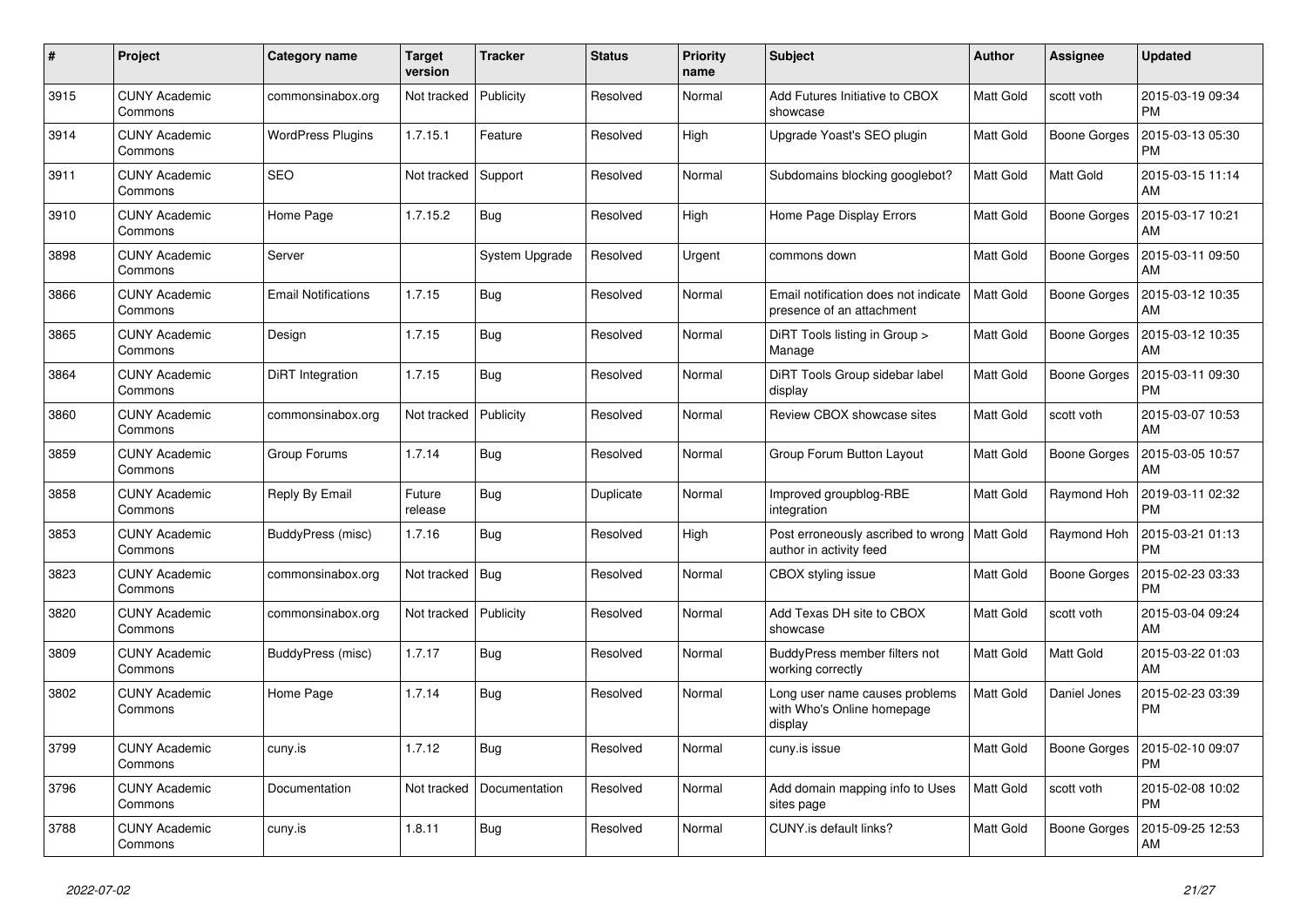| # | Project | Category name | Target version | Tracker | Status | Priority name | Subject | Author | Assignee | Updated |
|---|---|---|---|---|---|---|---|---|---|---|
| 3915 | CUNY Academic Commons | commonsinabox.org | Not tracked | Publicity | Resolved | Normal | Add Futures Initiative to CBOX showcase | Matt Gold | scott voth | 2015-03-19 09:34 PM |
| 3914 | CUNY Academic Commons | WordPress Plugins | 1.7.15.1 | Feature | Resolved | High | Upgrade Yoast's SEO plugin | Matt Gold | Boone Gorges | 2015-03-13 05:30 PM |
| 3911 | CUNY Academic Commons | SEO | Not tracked | Support | Resolved | Normal | Subdomains blocking googlebot? | Matt Gold | Matt Gold | 2015-03-15 11:14 AM |
| 3910 | CUNY Academic Commons | Home Page | 1.7.15.2 | Bug | Resolved | High | Home Page Display Errors | Matt Gold | Boone Gorges | 2015-03-17 10:21 AM |
| 3898 | CUNY Academic Commons | Server | | System Upgrade | Resolved | Urgent | commons down | Matt Gold | Boone Gorges | 2015-03-11 09:50 AM |
| 3866 | CUNY Academic Commons | Email Notifications | 1.7.15 | Bug | Resolved | Normal | Email notification does not indicate presence of an attachment | Matt Gold | Boone Gorges | 2015-03-12 10:35 AM |
| 3865 | CUNY Academic Commons | Design | 1.7.15 | Bug | Resolved | Normal | DiRT Tools listing in Group > Manage | Matt Gold | Boone Gorges | 2015-03-12 10:35 AM |
| 3864 | CUNY Academic Commons | DiRT Integration | 1.7.15 | Bug | Resolved | Normal | DiRT Tools Group sidebar label display | Matt Gold | Boone Gorges | 2015-03-11 09:30 PM |
| 3860 | CUNY Academic Commons | commonsinabox.org | Not tracked | Publicity | Resolved | Normal | Review CBOX showcase sites | Matt Gold | scott voth | 2015-03-07 10:53 AM |
| 3859 | CUNY Academic Commons | Group Forums | 1.7.14 | Bug | Resolved | Normal | Group Forum Button Layout | Matt Gold | Boone Gorges | 2015-03-05 10:57 AM |
| 3858 | CUNY Academic Commons | Reply By Email | Future release | Bug | Duplicate | Normal | Improved groupblog-RBE integration | Matt Gold | Raymond Hoh | 2019-03-11 02:32 PM |
| 3853 | CUNY Academic Commons | BuddyPress (misc) | 1.7.16 | Bug | Resolved | High | Post erroneously ascribed to wrong author in activity feed | Matt Gold | Raymond Hoh | 2015-03-21 01:13 PM |
| 3823 | CUNY Academic Commons | commonsinabox.org | Not tracked | Bug | Resolved | Normal | CBOX styling issue | Matt Gold | Boone Gorges | 2015-02-23 03:33 PM |
| 3820 | CUNY Academic Commons | commonsinabox.org | Not tracked | Publicity | Resolved | Normal | Add Texas DH site to CBOX showcase | Matt Gold | scott voth | 2015-03-04 09:24 AM |
| 3809 | CUNY Academic Commons | BuddyPress (misc) | 1.7.17 | Bug | Resolved | Normal | BuddyPress member filters not working correctly | Matt Gold | Matt Gold | 2015-03-22 01:03 AM |
| 3802 | CUNY Academic Commons | Home Page | 1.7.14 | Bug | Resolved | Normal | Long user name causes problems with Who's Online homepage display | Matt Gold | Daniel Jones | 2015-02-23 03:39 PM |
| 3799 | CUNY Academic Commons | cuny.is | 1.7.12 | Bug | Resolved | Normal | cuny.is issue | Matt Gold | Boone Gorges | 2015-02-10 09:07 PM |
| 3796 | CUNY Academic Commons | Documentation | Not tracked | Documentation | Resolved | Normal | Add domain mapping info to Uses sites page | Matt Gold | scott voth | 2015-02-08 10:02 PM |
| 3788 | CUNY Academic Commons | cuny.is | 1.8.11 | Bug | Resolved | Normal | CUNY.is default links? | Matt Gold | Boone Gorges | 2015-09-25 12:53 AM |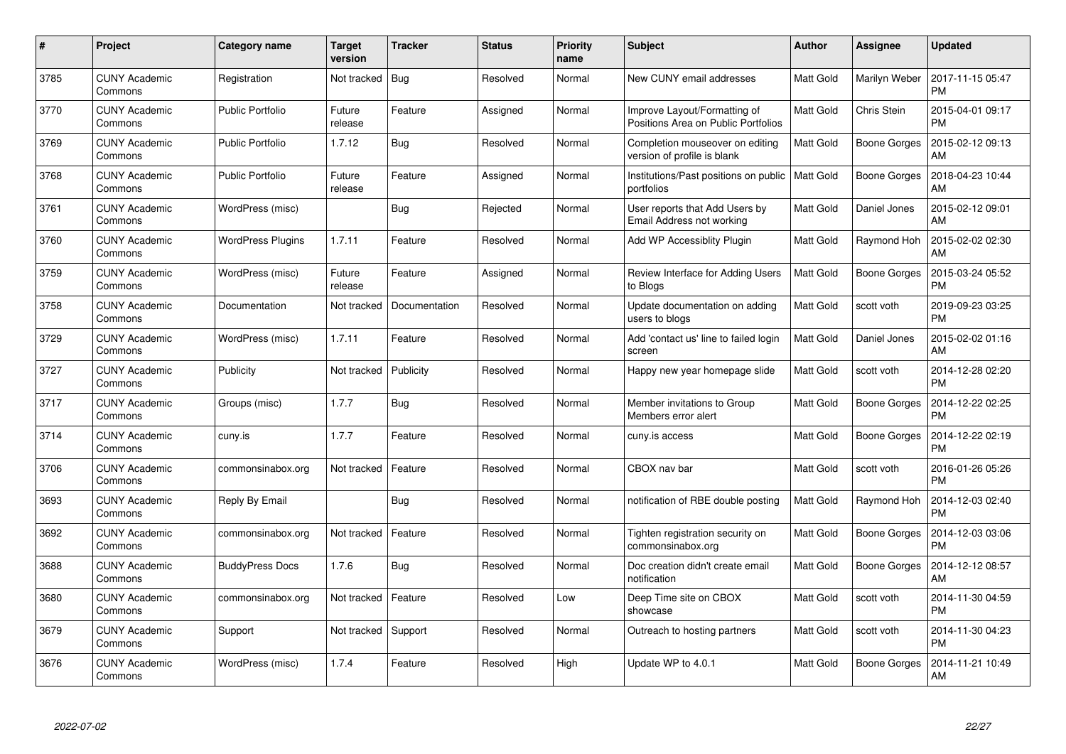| # | Project | Category name | Target version | Tracker | Status | Priority name | Subject | Author | Assignee | Updated |
|---|---|---|---|---|---|---|---|---|---|---|
| 3785 | CUNY Academic Commons | Registration | Not tracked | Bug | Resolved | Normal | New CUNY email addresses | Matt Gold | Marilyn Weber | 2017-11-15 05:47 PM |
| 3770 | CUNY Academic Commons | Public Portfolio | Future release | Feature | Assigned | Normal | Improve Layout/Formatting of Positions Area on Public Portfolios | Matt Gold | Chris Stein | 2015-04-01 09:17 PM |
| 3769 | CUNY Academic Commons | Public Portfolio | 1.7.12 | Bug | Resolved | Normal | Completion mouseover on editing version of profile is blank | Matt Gold | Boone Gorges | 2015-02-12 09:13 AM |
| 3768 | CUNY Academic Commons | Public Portfolio | Future release | Feature | Assigned | Normal | Institutions/Past positions on public portfolios | Matt Gold | Boone Gorges | 2018-04-23 10:44 AM |
| 3761 | CUNY Academic Commons | WordPress (misc) | | Bug | Rejected | Normal | User reports that Add Users by Email Address not working | Matt Gold | Daniel Jones | 2015-02-12 09:01 AM |
| 3760 | CUNY Academic Commons | WordPress Plugins | 1.7.11 | Feature | Resolved | Normal | Add WP Accessiblity Plugin | Matt Gold | Raymond Hoh | 2015-02-02 02:30 AM |
| 3759 | CUNY Academic Commons | WordPress (misc) | Future release | Feature | Assigned | Normal | Review Interface for Adding Users to Blogs | Matt Gold | Boone Gorges | 2015-03-24 05:52 PM |
| 3758 | CUNY Academic Commons | Documentation | Not tracked | Documentation | Resolved | Normal | Update documentation on adding users to blogs | Matt Gold | scott voth | 2019-09-23 03:25 PM |
| 3729 | CUNY Academic Commons | WordPress (misc) | 1.7.11 | Feature | Resolved | Normal | Add 'contact us' line to failed login screen | Matt Gold | Daniel Jones | 2015-02-02 01:16 AM |
| 3727 | CUNY Academic Commons | Publicity | Not tracked | Publicity | Resolved | Normal | Happy new year homepage slide | Matt Gold | scott voth | 2014-12-28 02:20 PM |
| 3717 | CUNY Academic Commons | Groups (misc) | 1.7.7 | Bug | Resolved | Normal | Member invitations to Group Members error alert | Matt Gold | Boone Gorges | 2014-12-22 02:25 PM |
| 3714 | CUNY Academic Commons | cuny.is | 1.7.7 | Feature | Resolved | Normal | cuny.is access | Matt Gold | Boone Gorges | 2014-12-22 02:19 PM |
| 3706 | CUNY Academic Commons | commonsinabox.org | Not tracked | Feature | Resolved | Normal | CBOX nav bar | Matt Gold | scott voth | 2016-01-26 05:26 PM |
| 3693 | CUNY Academic Commons | Reply By Email | | Bug | Resolved | Normal | notification of RBE double posting | Matt Gold | Raymond Hoh | 2014-12-03 02:40 PM |
| 3692 | CUNY Academic Commons | commonsinabox.org | Not tracked | Feature | Resolved | Normal | Tighten registration security on commonsinabox.org | Matt Gold | Boone Gorges | 2014-12-03 03:06 PM |
| 3688 | CUNY Academic Commons | BuddyPress Docs | 1.7.6 | Bug | Resolved | Normal | Doc creation didn't create email notification | Matt Gold | Boone Gorges | 2014-12-12 08:57 AM |
| 3680 | CUNY Academic Commons | commonsinabox.org | Not tracked | Feature | Resolved | Low | Deep Time site on CBOX showcase | Matt Gold | scott voth | 2014-11-30 04:59 PM |
| 3679 | CUNY Academic Commons | Support | Not tracked | Support | Resolved | Normal | Outreach to hosting partners | Matt Gold | scott voth | 2014-11-30 04:23 PM |
| 3676 | CUNY Academic Commons | WordPress (misc) | 1.7.4 | Feature | Resolved | High | Update WP to 4.0.1 | Matt Gold | Boone Gorges | 2014-11-21 10:49 AM |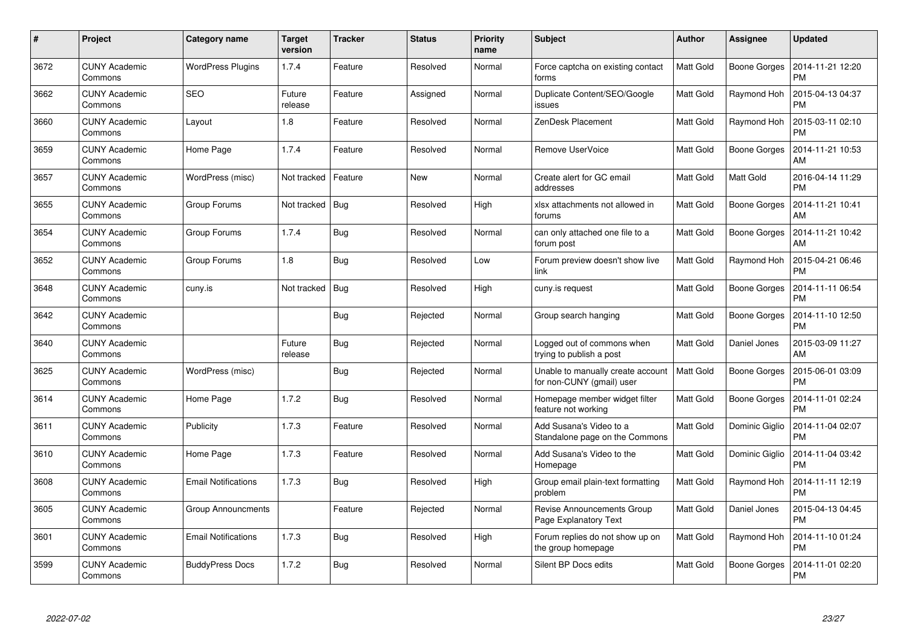| # | Project | Category name | Target version | Tracker | Status | Priority name | Subject | Author | Assignee | Updated |
|---|---|---|---|---|---|---|---|---|---|---|
| 3672 | CUNY Academic Commons | WordPress Plugins | 1.7.4 | Feature | Resolved | Normal | Force captcha on existing contact forms | Matt Gold | Boone Gorges | 2014-11-21 12:20 PM |
| 3662 | CUNY Academic Commons | SEO | Future release | Feature | Assigned | Normal | Duplicate Content/SEO/Google issues | Matt Gold | Raymond Hoh | 2015-04-13 04:37 PM |
| 3660 | CUNY Academic Commons | Layout | 1.8 | Feature | Resolved | Normal | ZenDesk Placement | Matt Gold | Raymond Hoh | 2015-03-11 02:10 PM |
| 3659 | CUNY Academic Commons | Home Page | 1.7.4 | Feature | Resolved | Normal | Remove UserVoice | Matt Gold | Boone Gorges | 2014-11-21 10:53 AM |
| 3657 | CUNY Academic Commons | WordPress (misc) | Not tracked | Feature | New | Normal | Create alert for GC email addresses | Matt Gold | Matt Gold | 2016-04-14 11:29 PM |
| 3655 | CUNY Academic Commons | Group Forums | Not tracked | Bug | Resolved | High | xlsx attachments not allowed in forums | Matt Gold | Boone Gorges | 2014-11-21 10:41 AM |
| 3654 | CUNY Academic Commons | Group Forums | 1.7.4 | Bug | Resolved | Normal | can only attached one file to a forum post | Matt Gold | Boone Gorges | 2014-11-21 10:42 AM |
| 3652 | CUNY Academic Commons | Group Forums | 1.8 | Bug | Resolved | Low | Forum preview doesn't show live link | Matt Gold | Raymond Hoh | 2015-04-21 06:46 PM |
| 3648 | CUNY Academic Commons | cuny.is | Not tracked | Bug | Resolved | High | cuny.is request | Matt Gold | Boone Gorges | 2014-11-11 06:54 PM |
| 3642 | CUNY Academic Commons | | | Bug | Rejected | Normal | Group search hanging | Matt Gold | Boone Gorges | 2014-11-10 12:50 PM |
| 3640 | CUNY Academic Commons | | Future release | Bug | Rejected | Normal | Logged out of commons when trying to publish a post | Matt Gold | Daniel Jones | 2015-03-09 11:27 AM |
| 3625 | CUNY Academic Commons | WordPress (misc) | | Bug | Rejected | Normal | Unable to manually create account for non-CUNY (gmail) user | Matt Gold | Boone Gorges | 2015-06-01 03:09 PM |
| 3614 | CUNY Academic Commons | Home Page | 1.7.2 | Bug | Resolved | Normal | Homepage member widget filter feature not working | Matt Gold | Boone Gorges | 2014-11-01 02:24 PM |
| 3611 | CUNY Academic Commons | Publicity | 1.7.3 | Feature | Resolved | Normal | Add Susana's Video to a Standalone page on the Commons | Matt Gold | Dominic Giglio | 2014-11-04 02:07 PM |
| 3610 | CUNY Academic Commons | Home Page | 1.7.3 | Feature | Resolved | Normal | Add Susana's Video to the Homepage | Matt Gold | Dominic Giglio | 2014-11-04 03:42 PM |
| 3608 | CUNY Academic Commons | Email Notifications | 1.7.3 | Bug | Resolved | High | Group email plain-text formatting problem | Matt Gold | Raymond Hoh | 2014-11-11 12:19 PM |
| 3605 | CUNY Academic Commons | Group Announcments | | Feature | Rejected | Normal | Revise Announcements Group Page Explanatory Text | Matt Gold | Daniel Jones | 2015-04-13 04:45 PM |
| 3601 | CUNY Academic Commons | Email Notifications | 1.7.3 | Bug | Resolved | High | Forum replies do not show up on the group homepage | Matt Gold | Raymond Hoh | 2014-11-10 01:24 PM |
| 3599 | CUNY Academic Commons | BuddyPress Docs | 1.7.2 | Bug | Resolved | Normal | Silent BP Docs edits | Matt Gold | Boone Gorges | 2014-11-01 02:20 PM |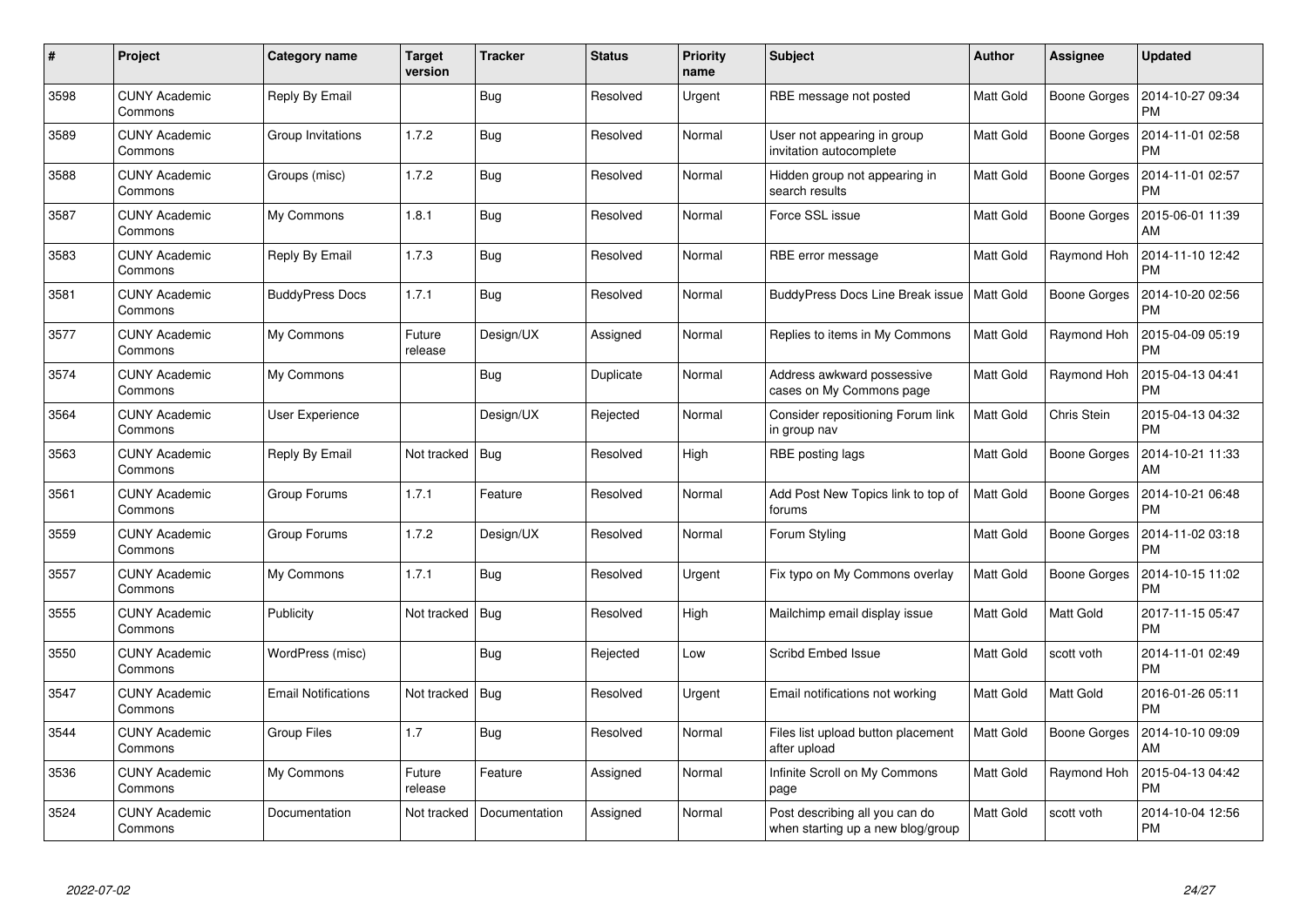| # | Project | Category name | Target version | Tracker | Status | Priority name | Subject | Author | Assignee | Updated |
|---|---|---|---|---|---|---|---|---|---|---|
| 3598 | CUNY Academic Commons | Reply By Email | | Bug | Resolved | Urgent | RBE message not posted | Matt Gold | Boone Gorges | 2014-10-27 09:34 PM |
| 3589 | CUNY Academic Commons | Group Invitations | 1.7.2 | Bug | Resolved | Normal | User not appearing in group invitation autocomplete | Matt Gold | Boone Gorges | 2014-11-01 02:58 PM |
| 3588 | CUNY Academic Commons | Groups (misc) | 1.7.2 | Bug | Resolved | Normal | Hidden group not appearing in search results | Matt Gold | Boone Gorges | 2014-11-01 02:57 PM |
| 3587 | CUNY Academic Commons | My Commons | 1.8.1 | Bug | Resolved | Normal | Force SSL issue | Matt Gold | Boone Gorges | 2015-06-01 11:39 AM |
| 3583 | CUNY Academic Commons | Reply By Email | 1.7.3 | Bug | Resolved | Normal | RBE error message | Matt Gold | Raymond Hoh | 2014-11-10 12:42 PM |
| 3581 | CUNY Academic Commons | BuddyPress Docs | 1.7.1 | Bug | Resolved | Normal | BuddyPress Docs Line Break issue | Matt Gold | Boone Gorges | 2014-10-20 02:56 PM |
| 3577 | CUNY Academic Commons | My Commons | Future release | Design/UX | Assigned | Normal | Replies to items in My Commons | Matt Gold | Raymond Hoh | 2015-04-09 05:19 PM |
| 3574 | CUNY Academic Commons | My Commons | | Bug | Duplicate | Normal | Address awkward possessive cases on My Commons page | Matt Gold | Raymond Hoh | 2015-04-13 04:41 PM |
| 3564 | CUNY Academic Commons | User Experience | | Design/UX | Rejected | Normal | Consider repositioning Forum link in group nav | Matt Gold | Chris Stein | 2015-04-13 04:32 PM |
| 3563 | CUNY Academic Commons | Reply By Email | Not tracked | Bug | Resolved | High | RBE posting lags | Matt Gold | Boone Gorges | 2014-10-21 11:33 AM |
| 3561 | CUNY Academic Commons | Group Forums | 1.7.1 | Feature | Resolved | Normal | Add Post New Topics link to top of forums | Matt Gold | Boone Gorges | 2014-10-21 06:48 PM |
| 3559 | CUNY Academic Commons | Group Forums | 1.7.2 | Design/UX | Resolved | Normal | Forum Styling | Matt Gold | Boone Gorges | 2014-11-02 03:18 PM |
| 3557 | CUNY Academic Commons | My Commons | 1.7.1 | Bug | Resolved | Urgent | Fix typo on My Commons overlay | Matt Gold | Boone Gorges | 2014-10-15 11:02 PM |
| 3555 | CUNY Academic Commons | Publicity | Not tracked | Bug | Resolved | High | Mailchimp email display issue | Matt Gold | Matt Gold | 2017-11-15 05:47 PM |
| 3550 | CUNY Academic Commons | WordPress (misc) | | Bug | Rejected | Low | Scribd Embed Issue | Matt Gold | scott voth | 2014-11-01 02:49 PM |
| 3547 | CUNY Academic Commons | Email Notifications | Not tracked | Bug | Resolved | Urgent | Email notifications not working | Matt Gold | Matt Gold | 2016-01-26 05:11 PM |
| 3544 | CUNY Academic Commons | Group Files | 1.7 | Bug | Resolved | Normal | Files list upload button placement after upload | Matt Gold | Boone Gorges | 2014-10-10 09:09 AM |
| 3536 | CUNY Academic Commons | My Commons | Future release | Feature | Assigned | Normal | Infinite Scroll on My Commons page | Matt Gold | Raymond Hoh | 2015-04-13 04:42 PM |
| 3524 | CUNY Academic Commons | Documentation | Not tracked | Documentation | Assigned | Normal | Post describing all you can do when starting up a new blog/group | Matt Gold | scott voth | 2014-10-04 12:56 PM |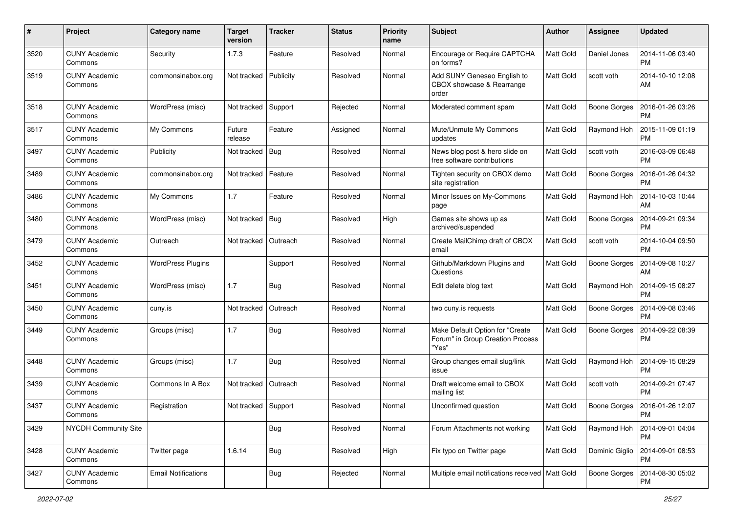| # | Project | Category name | Target version | Tracker | Status | Priority name | Subject | Author | Assignee | Updated |
|---|---|---|---|---|---|---|---|---|---|---|
| 3520 | CUNY Academic Commons | Security | 1.7.3 | Feature | Resolved | Normal | Encourage or Require CAPTCHA on forms? | Matt Gold | Daniel Jones | 2014-11-06 03:40 PM |
| 3519 | CUNY Academic Commons | commonsinabox.org | Not tracked | Publicity | Resolved | Normal | Add SUNY Geneseo English to CBOX showcase & Rearrange order | Matt Gold | scott voth | 2014-10-10 12:08 AM |
| 3518 | CUNY Academic Commons | WordPress (misc) | Not tracked | Support | Rejected | Normal | Moderated comment spam | Matt Gold | Boone Gorges | 2016-01-26 03:26 PM |
| 3517 | CUNY Academic Commons | My Commons | Future release | Feature | Assigned | Normal | Mute/Unmute My Commons updates | Matt Gold | Raymond Hoh | 2015-11-09 01:19 PM |
| 3497 | CUNY Academic Commons | Publicity | Not tracked | Bug | Resolved | Normal | News blog post & hero slide on free software contributions | Matt Gold | scott voth | 2016-03-09 06:48 PM |
| 3489 | CUNY Academic Commons | commonsinabox.org | Not tracked | Feature | Resolved | Normal | Tighten security on CBOX demo site registration | Matt Gold | Boone Gorges | 2016-01-26 04:32 PM |
| 3486 | CUNY Academic Commons | My Commons | 1.7 | Feature | Resolved | Normal | Minor Issues on My-Commons page | Matt Gold | Raymond Hoh | 2014-10-03 10:44 AM |
| 3480 | CUNY Academic Commons | WordPress (misc) | Not tracked | Bug | Resolved | High | Games site shows up as archived/suspended | Matt Gold | Boone Gorges | 2014-09-21 09:34 PM |
| 3479 | CUNY Academic Commons | Outreach | Not tracked | Outreach | Resolved | Normal | Create MailChimp draft of CBOX email | Matt Gold | scott voth | 2014-10-04 09:50 PM |
| 3452 | CUNY Academic Commons | WordPress Plugins | | Support | Resolved | Normal | Github/Markdown Plugins and Questions | Matt Gold | Boone Gorges | 2014-09-08 10:27 AM |
| 3451 | CUNY Academic Commons | WordPress (misc) | 1.7 | Bug | Resolved | Normal | Edit delete blog text | Matt Gold | Raymond Hoh | 2014-09-15 08:27 PM |
| 3450 | CUNY Academic Commons | cuny.is | Not tracked | Outreach | Resolved | Normal | two cuny.is requests | Matt Gold | Boone Gorges | 2014-09-08 03:46 PM |
| 3449 | CUNY Academic Commons | Groups (misc) | 1.7 | Bug | Resolved | Normal | Make Default Option for "Create Forum" in Group Creation Process "Yes" | Matt Gold | Boone Gorges | 2014-09-22 08:39 PM |
| 3448 | CUNY Academic Commons | Groups (misc) | 1.7 | Bug | Resolved | Normal | Group changes email slug/link issue | Matt Gold | Raymond Hoh | 2014-09-15 08:29 PM |
| 3439 | CUNY Academic Commons | Commons In A Box | Not tracked | Outreach | Resolved | Normal | Draft welcome email to CBOX mailing list | Matt Gold | scott voth | 2014-09-21 07:47 PM |
| 3437 | CUNY Academic Commons | Registration | Not tracked | Support | Resolved | Normal | Unconfirmed question | Matt Gold | Boone Gorges | 2016-01-26 12:07 PM |
| 3429 | NYCDH Community Site | | | Bug | Resolved | Normal | Forum Attachments not working | Matt Gold | Raymond Hoh | 2014-09-01 04:04 PM |
| 3428 | CUNY Academic Commons | Twitter page | 1.6.14 | Bug | Resolved | High | Fix typo on Twitter page | Matt Gold | Dominic Giglio | 2014-09-01 08:53 PM |
| 3427 | CUNY Academic Commons | Email Notifications | | Bug | Rejected | Normal | Multiple email notifications received | Matt Gold | Boone Gorges | 2014-08-30 05:02 PM |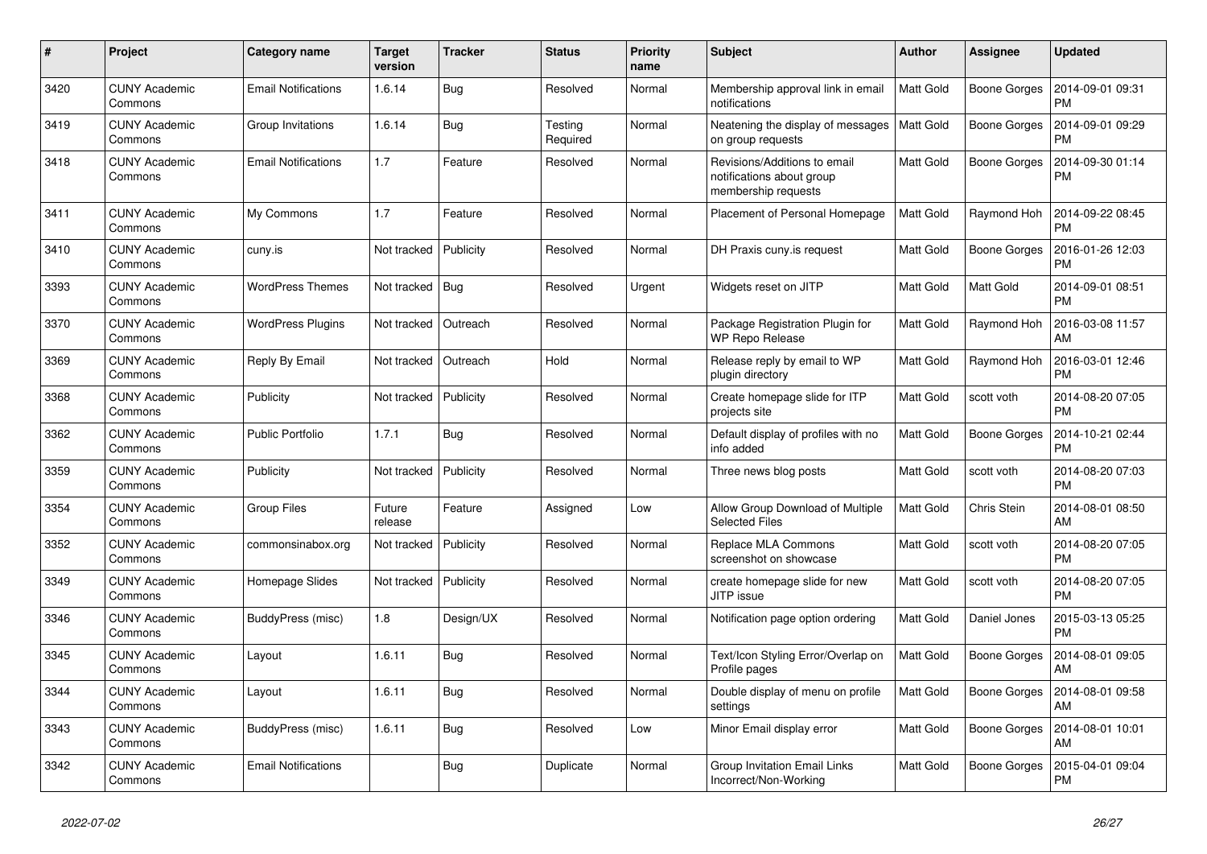| # | Project | Category name | Target version | Tracker | Status | Priority name | Subject | Author | Assignee | Updated |
|---|---|---|---|---|---|---|---|---|---|---|
| 3420 | CUNY Academic Commons | Email Notifications | 1.6.14 | Bug | Resolved | Normal | Membership approval link in email notifications | Matt Gold | Boone Gorges | 2014-09-01 09:31 PM |
| 3419 | CUNY Academic Commons | Group Invitations | 1.6.14 | Bug | Testing Required | Normal | Neatening the display of messages on group requests | Matt Gold | Boone Gorges | 2014-09-01 09:29 PM |
| 3418 | CUNY Academic Commons | Email Notifications | 1.7 | Feature | Resolved | Normal | Revisions/Additions to email notifications about group membership requests | Matt Gold | Boone Gorges | 2014-09-30 01:14 PM |
| 3411 | CUNY Academic Commons | My Commons | 1.7 | Feature | Resolved | Normal | Placement of Personal Homepage | Matt Gold | Raymond Hoh | 2014-09-22 08:45 PM |
| 3410 | CUNY Academic Commons | cuny.is | Not tracked | Publicity | Resolved | Normal | DH Praxis cuny.is request | Matt Gold | Boone Gorges | 2016-01-26 12:03 PM |
| 3393 | CUNY Academic Commons | WordPress Themes | Not tracked | Bug | Resolved | Urgent | Widgets reset on JITP | Matt Gold | Matt Gold | 2014-09-01 08:51 PM |
| 3370 | CUNY Academic Commons | WordPress Plugins | Not tracked | Outreach | Resolved | Normal | Package Registration Plugin for WP Repo Release | Matt Gold | Raymond Hoh | 2016-03-08 11:57 AM |
| 3369 | CUNY Academic Commons | Reply By Email | Not tracked | Outreach | Hold | Normal | Release reply by email to WP plugin directory | Matt Gold | Raymond Hoh | 2016-03-01 12:46 PM |
| 3368 | CUNY Academic Commons | Publicity | Not tracked | Publicity | Resolved | Normal | Create homepage slide for ITP projects site | Matt Gold | scott voth | 2014-08-20 07:05 PM |
| 3362 | CUNY Academic Commons | Public Portfolio | 1.7.1 | Bug | Resolved | Normal | Default display of profiles with no info added | Matt Gold | Boone Gorges | 2014-10-21 02:44 PM |
| 3359 | CUNY Academic Commons | Publicity | Not tracked | Publicity | Resolved | Normal | Three news blog posts | Matt Gold | scott voth | 2014-08-20 07:03 PM |
| 3354 | CUNY Academic Commons | Group Files | Future release | Feature | Assigned | Low | Allow Group Download of Multiple Selected Files | Matt Gold | Chris Stein | 2014-08-01 08:50 AM |
| 3352 | CUNY Academic Commons | commonsinabox.org | Not tracked | Publicity | Resolved | Normal | Replace MLA Commons screenshot on showcase | Matt Gold | scott voth | 2014-08-20 07:05 PM |
| 3349 | CUNY Academic Commons | Homepage Slides | Not tracked | Publicity | Resolved | Normal | create homepage slide for new JITP issue | Matt Gold | scott voth | 2014-08-20 07:05 PM |
| 3346 | CUNY Academic Commons | BuddyPress (misc) | 1.8 | Design/UX | Resolved | Normal | Notification page option ordering | Matt Gold | Daniel Jones | 2015-03-13 05:25 PM |
| 3345 | CUNY Academic Commons | Layout | 1.6.11 | Bug | Resolved | Normal | Text/Icon Styling Error/Overlap on Profile pages | Matt Gold | Boone Gorges | 2014-08-01 09:05 AM |
| 3344 | CUNY Academic Commons | Layout | 1.6.11 | Bug | Resolved | Normal | Double display of menu on profile settings | Matt Gold | Boone Gorges | 2014-08-01 09:58 AM |
| 3343 | CUNY Academic Commons | BuddyPress (misc) | 1.6.11 | Bug | Resolved | Low | Minor Email display error | Matt Gold | Boone Gorges | 2014-08-01 10:01 AM |
| 3342 | CUNY Academic Commons | Email Notifications | | Bug | Duplicate | Normal | Group Invitation Email Links Incorrect/Non-Working | Matt Gold | Boone Gorges | 2015-04-01 09:04 PM |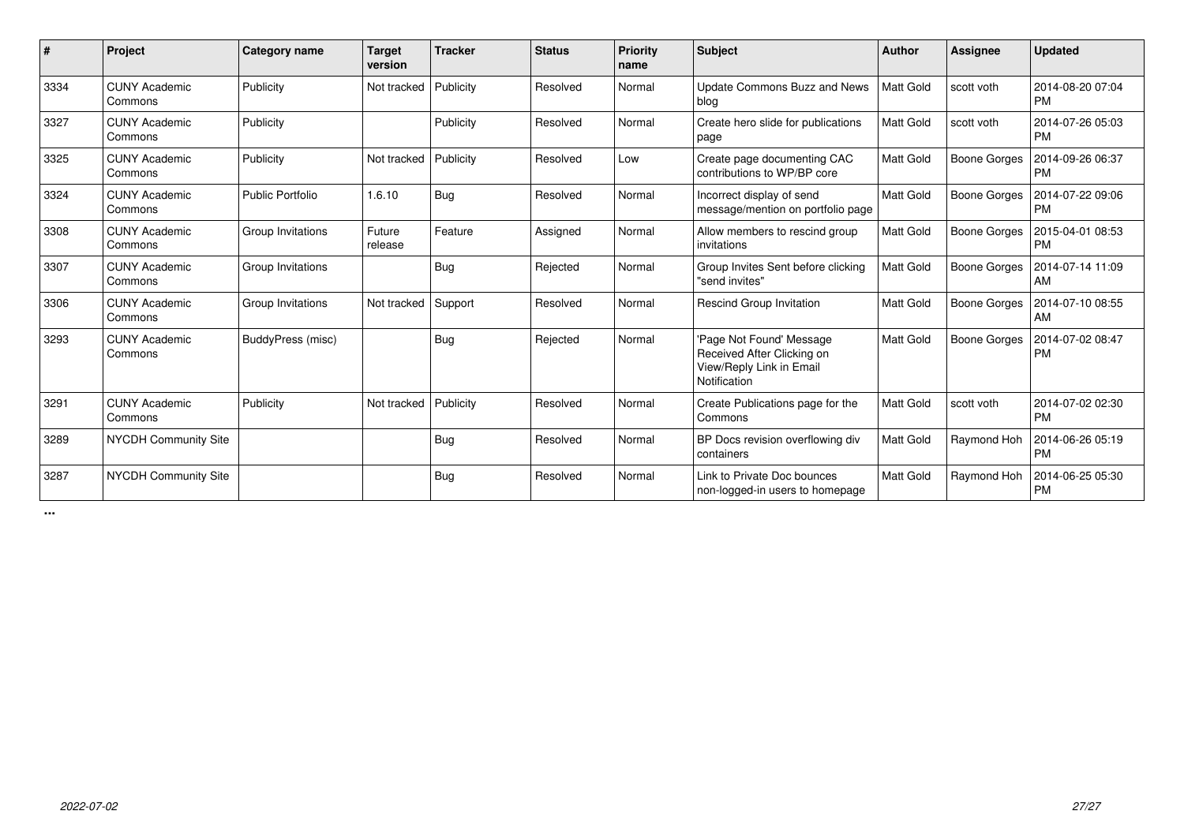| # | Project | Category name | Target version | Tracker | Status | Priority name | Subject | Author | Assignee | Updated |
|---|---|---|---|---|---|---|---|---|---|---|
| 3334 | CUNY Academic Commons | Publicity | Not tracked | Publicity | Resolved | Normal | Update Commons Buzz and News blog | Matt Gold | scott voth | 2014-08-20 07:04 PM |
| 3327 | CUNY Academic Commons | Publicity | | Publicity | Resolved | Normal | Create hero slide for publications page | Matt Gold | scott voth | 2014-07-26 05:03 PM |
| 3325 | CUNY Academic Commons | Publicity | Not tracked | Publicity | Resolved | Low | Create page documenting CAC contributions to WP/BP core | Matt Gold | Boone Gorges | 2014-09-26 06:37 PM |
| 3324 | CUNY Academic Commons | Public Portfolio | 1.6.10 | Bug | Resolved | Normal | Incorrect display of send message/mention on portfolio page | Matt Gold | Boone Gorges | 2014-07-22 09:06 PM |
| 3308 | CUNY Academic Commons | Group Invitations | Future release | Feature | Assigned | Normal | Allow members to rescind group invitations | Matt Gold | Boone Gorges | 2015-04-01 08:53 PM |
| 3307 | CUNY Academic Commons | Group Invitations | | Bug | Rejected | Normal | Group Invites Sent before clicking "send invites" | Matt Gold | Boone Gorges | 2014-07-14 11:09 AM |
| 3306 | CUNY Academic Commons | Group Invitations | Not tracked | Support | Resolved | Normal | Rescind Group Invitation | Matt Gold | Boone Gorges | 2014-07-10 08:55 AM |
| 3293 | CUNY Academic Commons | BuddyPress (misc) | | Bug | Rejected | Normal | 'Page Not Found' Message Received After Clicking on View/Reply Link in Email Notification | Matt Gold | Boone Gorges | 2014-07-02 08:47 PM |
| 3291 | CUNY Academic Commons | Publicity | Not tracked | Publicity | Resolved | Normal | Create Publications page for the Commons | Matt Gold | scott voth | 2014-07-02 02:30 PM |
| 3289 | NYCDH Community Site | | | Bug | Resolved | Normal | BP Docs revision overflowing div containers | Matt Gold | Raymond Hoh | 2014-06-26 05:19 PM |
| 3287 | NYCDH Community Site | | | Bug | Resolved | Normal | Link to Private Doc bounces non-logged-in users to homepage | Matt Gold | Raymond Hoh | 2014-06-25 05:30 PM |

...